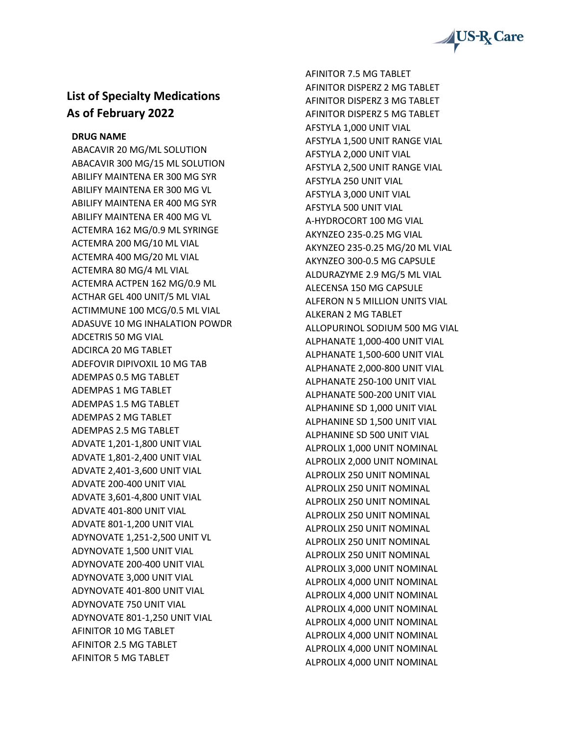## List of Specialty Medications As of February 2022

**DRUG NAME**

ABACAVIR 20 MG/ML SOLUTION
ABACAVIR 300 MG/15 ML SOLUTION
ABILIFY MAINTENA ER 300 MG SYR
ABILIFY MAINTENA ER 300 MG VL
ABILIFY MAINTENA ER 400 MG SYR
ABILIFY MAINTENA ER 400 MG VL
ACTEMRA 162 MG/0.9 ML SYRINGE
ACTEMRA 200 MG/10 ML VIAL
ACTEMRA 400 MG/20 ML VIAL
ACTEMRA 80 MG/4 ML VIAL
ACTEMRA ACTPEN 162 MG/0.9 ML
ACTHAR GEL 400 UNIT/5 ML VIAL
ACTIMMUNE 100 MCG/0.5 ML VIAL
ADASUVE 10 MG INHALATION POWDR
ADCETRIS 50 MG VIAL
ADCIRCA 20 MG TABLET
ADEFOVIR DIPIVOXIL 10 MG TAB
ADEMPAS 0.5 MG TABLET
ADEMPAS 1 MG TABLET
ADEMPAS 1.5 MG TABLET
ADEMPAS 2 MG TABLET
ADEMPAS 2.5 MG TABLET
ADVATE 1,201-1,800 UNIT VIAL
ADVATE 1,801-2,400 UNIT VIAL
ADVATE 2,401-3,600 UNIT VIAL
ADVATE 200-400 UNIT VIAL
ADVATE 3,601-4,800 UNIT VIAL
ADVATE 401-800 UNIT VIAL
ADVATE 801-1,200 UNIT VIAL
ADYNOVATE 1,251-2,500 UNIT VL
ADYNOVATE 1,500 UNIT VIAL
ADYNOVATE 200-400 UNIT VIAL
ADYNOVATE 3,000 UNIT VIAL
ADYNOVATE 401-800 UNIT VIAL
ADYNOVATE 750 UNIT VIAL
ADYNOVATE 801-1,250 UNIT VIAL
AFINITOR 10 MG TABLET
AFINITOR 2.5 MG TABLET
AFINITOR 5 MG TABLET
AFINITOR 7.5 MG TABLET
AFINITOR DISPERZ 2 MG TABLET
AFINITOR DISPERZ 3 MG TABLET
AFINITOR DISPERZ 5 MG TABLET
AFSTYLA 1,000 UNIT VIAL
AFSTYLA 1,500 UNIT RANGE VIAL
AFSTYLA 2,000 UNIT VIAL
AFSTYLA 2,500 UNIT RANGE VIAL
AFSTYLA 250 UNIT VIAL
AFSTYLA 3,000 UNIT VIAL
AFSTYLA 500 UNIT VIAL
A-HYDROCORT 100 MG VIAL
AKYNZEO 235-0.25 MG VIAL
AKYNZEO 235-0.25 MG/20 ML VIAL
AKYNZEO 300-0.5 MG CAPSULE
ALDURAZYME 2.9 MG/5 ML VIAL
ALECENSA 150 MG CAPSULE
ALFERON N 5 MILLION UNITS VIAL
ALKERAN 2 MG TABLET
ALLOPURINOL SODIUM 500 MG VIAL
ALPHANATE 1,000-400 UNIT VIAL
ALPHANATE 1,500-600 UNIT VIAL
ALPHANATE 2,000-800 UNIT VIAL
ALPHANATE 250-100 UNIT VIAL
ALPHANATE 500-200 UNIT VIAL
ALPHANINE SD 1,000 UNIT VIAL
ALPHANINE SD 1,500 UNIT VIAL
ALPHANINE SD 500 UNIT VIAL
ALPROLIX 1,000 UNIT NOMINAL
ALPROLIX 2,000 UNIT NOMINAL
ALPROLIX 250 UNIT NOMINAL
ALPROLIX 250 UNIT NOMINAL
ALPROLIX 250 UNIT NOMINAL
ALPROLIX 250 UNIT NOMINAL
ALPROLIX 250 UNIT NOMINAL
ALPROLIX 250 UNIT NOMINAL
ALPROLIX 250 UNIT NOMINAL
ALPROLIX 3,000 UNIT NOMINAL
ALPROLIX 4,000 UNIT NOMINAL
ALPROLIX 4,000 UNIT NOMINAL
ALPROLIX 4,000 UNIT NOMINAL
ALPROLIX 4,000 UNIT NOMINAL
ALPROLIX 4,000 UNIT NOMINAL
ALPROLIX 4,000 UNIT NOMINAL
ALPROLIX 4,000 UNIT NOMINAL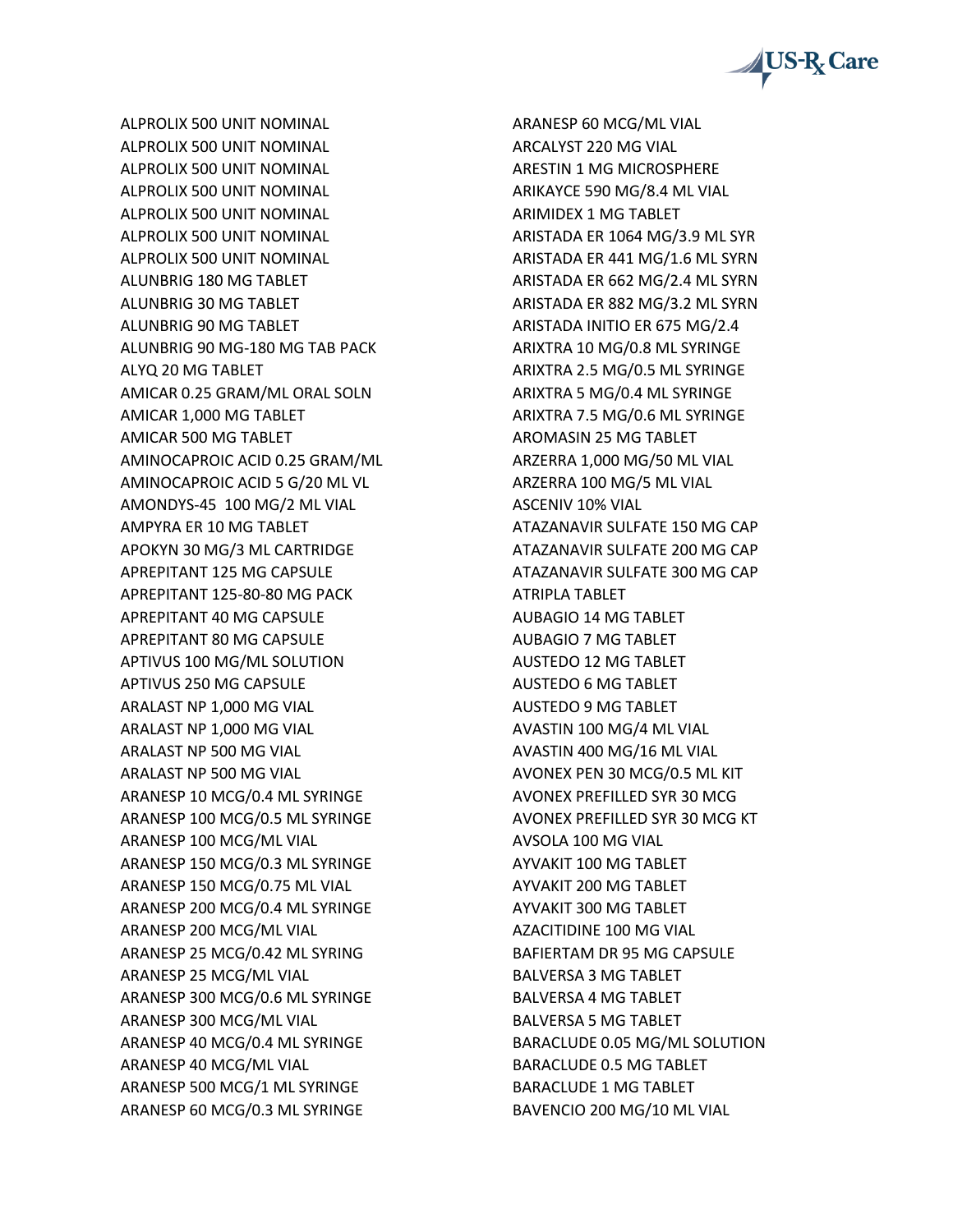ALPROLIX 500 UNIT NOMINAL
ALPROLIX 500 UNIT NOMINAL
ALPROLIX 500 UNIT NOMINAL
ALPROLIX 500 UNIT NOMINAL
ALPROLIX 500 UNIT NOMINAL
ALPROLIX 500 UNIT NOMINAL
ALPROLIX 500 UNIT NOMINAL
ALUNBRIG 180 MG TABLET
ALUNBRIG 30 MG TABLET
ALUNBRIG 90 MG TABLET
ALUNBRIG 90 MG-180 MG TAB PACK
ALYQ 20 MG TABLET
AMICAR 0.25 GRAM/ML ORAL SOLN
AMICAR 1,000 MG TABLET
AMICAR 500 MG TABLET
AMINOCAPROIC ACID 0.25 GRAM/ML
AMINOCAPROIC ACID 5 G/20 ML VL
AMONDYS-45 100 MG/2 ML VIAL
AMPYRA ER 10 MG TABLET
APOKYN 30 MG/3 ML CARTRIDGE
APREPITANT 125 MG CAPSULE
APREPITANT 125-80-80 MG PACK
APREPITANT 40 MG CAPSULE
APREPITANT 80 MG CAPSULE
APTIVUS 100 MG/ML SOLUTION
APTIVUS 250 MG CAPSULE
ARALAST NP 1,000 MG VIAL
ARALAST NP 1,000 MG VIAL
ARALAST NP 500 MG VIAL
ARALAST NP 500 MG VIAL
ARANESP 10 MCG/0.4 ML SYRINGE
ARANESP 100 MCG/0.5 ML SYRINGE
ARANESP 100 MCG/ML VIAL
ARANESP 150 MCG/0.3 ML SYRINGE
ARANESP 150 MCG/0.75 ML VIAL
ARANESP 200 MCG/0.4 ML SYRINGE
ARANESP 200 MCG/ML VIAL
ARANESP 25 MCG/0.42 ML SYRING
ARANESP 25 MCG/ML VIAL
ARANESP 300 MCG/0.6 ML SYRINGE
ARANESP 300 MCG/ML VIAL
ARANESP 40 MCG/0.4 ML SYRINGE
ARANESP 40 MCG/ML VIAL
ARANESP 500 MCG/1 ML SYRINGE
ARANESP 60 MCG/0.3 ML SYRINGE
ARANESP 60 MCG/ML VIAL
ARCALYST 220 MG VIAL
ARESTIN 1 MG MICROSPHERE
ARIKAYCE 590 MG/8.4 ML VIAL
ARIMIDEX 1 MG TABLET
ARISTADA ER 1064 MG/3.9 ML SYR
ARISTADA ER 441 MG/1.6 ML SYRN
ARISTADA ER 662 MG/2.4 ML SYRN
ARISTADA ER 882 MG/3.2 ML SYRN
ARISTADA INITIO ER 675 MG/2.4
ARIXTRA 10 MG/0.8 ML SYRINGE
ARIXTRA 2.5 MG/0.5 ML SYRINGE
ARIXTRA 5 MG/0.4 ML SYRINGE
ARIXTRA 7.5 MG/0.6 ML SYRINGE
AROMASIN 25 MG TABLET
ARZERRA 1,000 MG/50 ML VIAL
ARZERRA 100 MG/5 ML VIAL
ASCENIV 10% VIAL
ATAZANAVIR SULFATE 150 MG CAP
ATAZANAVIR SULFATE 200 MG CAP
ATAZANAVIR SULFATE 300 MG CAP
ATRIPLA TABLET
AUBAGIO 14 MG TABLET
AUBAGIO 7 MG TABLET
AUSTEDO 12 MG TABLET
AUSTEDO 6 MG TABLET
AUSTEDO 9 MG TABLET
AVASTIN 100 MG/4 ML VIAL
AVASTIN 400 MG/16 ML VIAL
AVONEX PEN 30 MCG/0.5 ML KIT
AVONEX PREFILLED SYR 30 MCG
AVONEX PREFILLED SYR 30 MCG KT
AVSOLA 100 MG VIAL
AYVAKIT 100 MG TABLET
AYVAKIT 200 MG TABLET
AYVAKIT 300 MG TABLET
AZACITIDINE 100 MG VIAL
BAFIERTAM DR 95 MG CAPSULE
BALVERSA 3 MG TABLET
BALVERSA 4 MG TABLET
BALVERSA 5 MG TABLET
BARACLUDE 0.05 MG/ML SOLUTION
BARACLUDE 0.5 MG TABLET
BARACLUDE 1 MG TABLET
BAVENCIO 200 MG/10 ML VIAL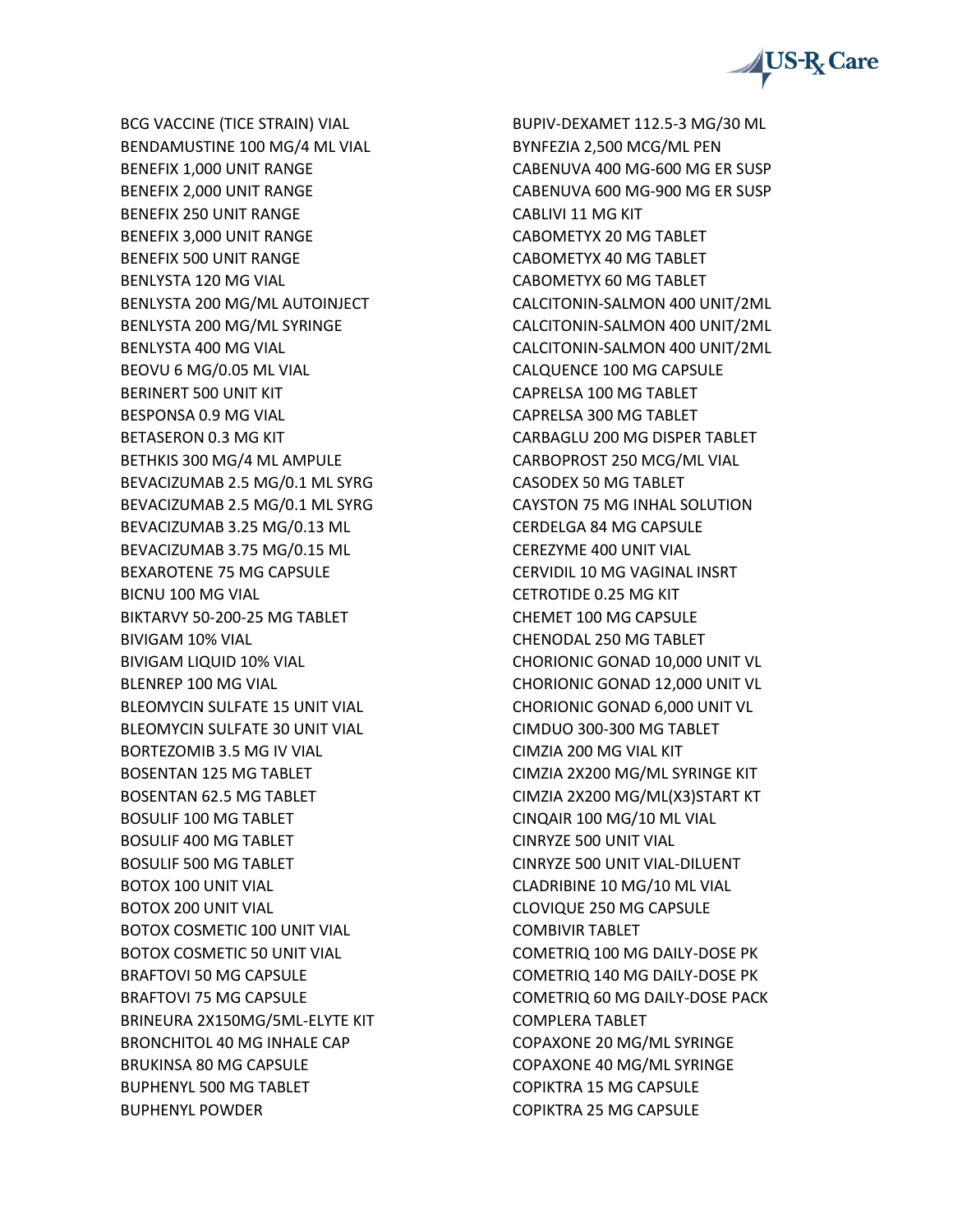BCG VACCINE (TICE STRAIN) VIAL
BENDAMUSTINE 100 MG/4 ML VIAL
BENEFIX 1,000 UNIT RANGE
BENEFIX 2,000 UNIT RANGE
BENEFIX 250 UNIT RANGE
BENEFIX 3,000 UNIT RANGE
BENEFIX 500 UNIT RANGE
BENLYSTA 120 MG VIAL
BENLYSTA 200 MG/ML AUTOINJECT
BENLYSTA 200 MG/ML SYRINGE
BENLYSTA 400 MG VIAL
BEOVU 6 MG/0.05 ML VIAL
BERINERT 500 UNIT KIT
BESPONSA 0.9 MG VIAL
BETASERON 0.3 MG KIT
BETHKIS 300 MG/4 ML AMPULE
BEVACIZUMAB 2.5 MG/0.1 ML SYRG
BEVACIZUMAB 2.5 MG/0.1 ML SYRG
BEVACIZUMAB 3.25 MG/0.13 ML
BEVACIZUMAB 3.75 MG/0.15 ML
BEXAROTENE 75 MG CAPSULE
BICNU 100 MG VIAL
BIKTARVY 50-200-25 MG TABLET
BIVIGAM 10% VIAL
BIVIGAM LIQUID 10% VIAL
BLENREP 100 MG VIAL
BLEOMYCIN SULFATE 15 UNIT VIAL
BLEOMYCIN SULFATE 30 UNIT VIAL
BORTEZOMIB 3.5 MG IV VIAL
BOSENTAN 125 MG TABLET
BOSENTAN 62.5 MG TABLET
BOSULIF 100 MG TABLET
BOSULIF 400 MG TABLET
BOSULIF 500 MG TABLET
BOTOX 100 UNIT VIAL
BOTOX 200 UNIT VIAL
BOTOX COSMETIC 100 UNIT VIAL
BOTOX COSMETIC 50 UNIT VIAL
BRAFTOVI 50 MG CAPSULE
BRAFTOVI 75 MG CAPSULE
BRINEURA 2X150MG/5ML-ELYTE KIT
BRONCHITOL 40 MG INHALE CAP
BRUKINSA 80 MG CAPSULE
BUPHENYL 500 MG TABLET
BUPHENYL POWDER
BUPIV-DEXAMET 112.5-3 MG/30 ML
BYNFEZIA 2,500 MCG/ML PEN
CABENUVA 400 MG-600 MG ER SUSP
CABENUVA 600 MG-900 MG ER SUSP
CABLIVI 11 MG KIT
CABOMETYX 20 MG TABLET
CABOMETYX 40 MG TABLET
CABOMETYX 60 MG TABLET
CALCITONIN-SALMON 400 UNIT/2ML
CALCITONIN-SALMON 400 UNIT/2ML
CALCITONIN-SALMON 400 UNIT/2ML
CALQUENCE 100 MG CAPSULE
CAPRELSA 100 MG TABLET
CAPRELSA 300 MG TABLET
CARBAGLU 200 MG DISPER TABLET
CARBOPROST 250 MCG/ML VIAL
CASODEX 50 MG TABLET
CAYSTON 75 MG INHAL SOLUTION
CERDELGA 84 MG CAPSULE
CEREZYME 400 UNIT VIAL
CERVIDIL 10 MG VAGINAL INSRT
CETROTIDE 0.25 MG KIT
CHEMET 100 MG CAPSULE
CHENODAL 250 MG TABLET
CHORIONIC GONAD 10,000 UNIT VL
CHORIONIC GONAD 12,000 UNIT VL
CHORIONIC GONAD 6,000 UNIT VL
CIMDUO 300-300 MG TABLET
CIMZIA 200 MG VIAL KIT
CIMZIA 2X200 MG/ML SYRINGE KIT
CIMZIA 2X200 MG/ML(X3)START KT
CINQAIR 100 MG/10 ML VIAL
CINRYZE 500 UNIT VIAL
CINRYZE 500 UNIT VIAL-DILUENT
CLADRIBINE 10 MG/10 ML VIAL
CLOVIQUE 250 MG CAPSULE
COMBIVIR TABLET
COMETRIQ 100 MG DAILY-DOSE PK
COMETRIQ 140 MG DAILY-DOSE PK
COMETRIQ 60 MG DAILY-DOSE PACK
COMPLERA TABLET
COPAXONE 20 MG/ML SYRINGE
COPAXONE 40 MG/ML SYRINGE
COPIKTRA 15 MG CAPSULE
COPIKTRA 25 MG CAPSULE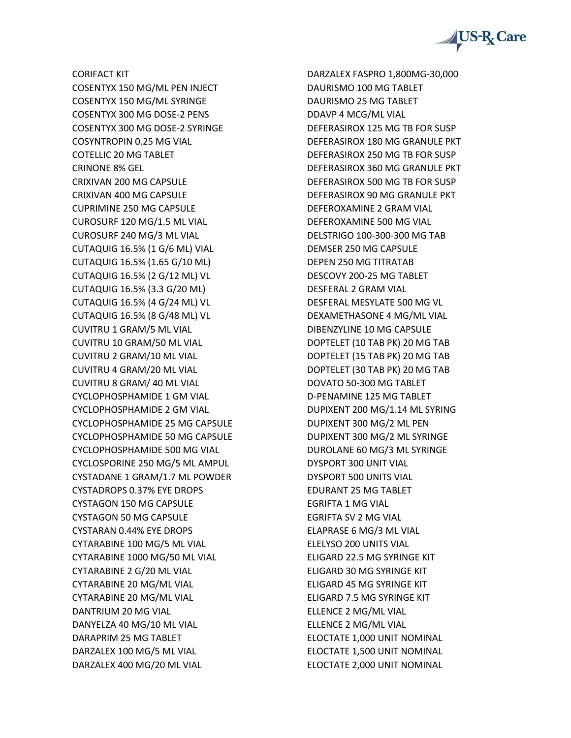CORIFACT KIT
COSENTYX 150 MG/ML PEN INJECT
COSENTYX 150 MG/ML SYRINGE
COSENTYX 300 MG DOSE-2 PENS
COSENTYX 300 MG DOSE-2 SYRINGE
COSYNTROPIN 0.25 MG VIAL
COTELLIC 20 MG TABLET
CRINONE 8% GEL
CRIXIVAN 200 MG CAPSULE
CRIXIVAN 400 MG CAPSULE
CUPRIMINE 250 MG CAPSULE
CUROSURF 120 MG/1.5 ML VIAL
CUROSURF 240 MG/3 ML VIAL
CUTAQUIG 16.5% (1 G/6 ML) VIAL
CUTAQUIG 16.5% (1.65 G/10 ML)
CUTAQUIG 16.5% (2 G/12 ML) VL
CUTAQUIG 16.5% (3.3 G/20 ML)
CUTAQUIG 16.5% (4 G/24 ML) VL
CUTAQUIG 16.5% (8 G/48 ML) VL
CUVITRU 1 GRAM/5 ML VIAL
CUVITRU 10 GRAM/50 ML VIAL
CUVITRU 2 GRAM/10 ML VIAL
CUVITRU 4 GRAM/20 ML VIAL
CUVITRU 8 GRAM/ 40 ML VIAL
CYCLOPHOSPHAMIDE 1 GM VIAL
CYCLOPHOSPHAMIDE 2 GM VIAL
CYCLOPHOSPHAMIDE 25 MG CAPSULE
CYCLOPHOSPHAMIDE 50 MG CAPSULE
CYCLOPHOSPHAMIDE 500 MG VIAL
CYCLOSPORINE 250 MG/5 ML AMPUL
CYSTADANE 1 GRAM/1.7 ML POWDER
CYSTADROPS 0.37% EYE DROPS
CYSTAGON 150 MG CAPSULE
CYSTAGON 50 MG CAPSULE
CYSTARAN 0.44% EYE DROPS
CYTARABINE 100 MG/5 ML VIAL
CYTARABINE 1000 MG/50 ML VIAL
CYTARABINE 2 G/20 ML VIAL
CYTARABINE 20 MG/ML VIAL
CYTARABINE 20 MG/ML VIAL
DANTRIUM 20 MG VIAL
DANYELZA 40 MG/10 ML VIAL
DARAPRIM 25 MG TABLET
DARZALEX 100 MG/5 ML VIAL
DARZALEX 400 MG/20 ML VIAL
DARZALEX FASPRO 1,800MG-30,000
DAURISMO 100 MG TABLET
DAURISMO 25 MG TABLET
DDAVP 4 MCG/ML VIAL
DEFERASIROX 125 MG TB FOR SUSP
DEFERASIROX 180 MG GRANULE PKT
DEFERASIROX 250 MG TB FOR SUSP
DEFERASIROX 360 MG GRANULE PKT
DEFERASIROX 500 MG TB FOR SUSP
DEFERASIROX 90 MG GRANULE PKT
DEFEROXAMINE 2 GRAM VIAL
DEFEROXAMINE 500 MG VIAL
DELSTRIGO 100-300-300 MG TAB
DEMSER 250 MG CAPSULE
DEPEN 250 MG TITRATAB
DESCOVY 200-25 MG TABLET
DESFERAL 2 GRAM VIAL
DESFERAL MESYLATE 500 MG VL
DEXAMETHASONE 4 MG/ML VIAL
DIBENZYLINE 10 MG CAPSULE
DOPTELET (10 TAB PK) 20 MG TAB
DOPTELET (15 TAB PK) 20 MG TAB
DOPTELET (30 TAB PK) 20 MG TAB
DOVATO 50-300 MG TABLET
D-PENAMINE 125 MG TABLET
DUPIXENT 200 MG/1.14 ML SYRING
DUPIXENT 300 MG/2 ML PEN
DUPIXENT 300 MG/2 ML SYRINGE
DUROLANE 60 MG/3 ML SYRINGE
DYSPORT 300 UNIT VIAL
DYSPORT 500 UNITS VIAL
EDURANT 25 MG TABLET
EGRIFTA 1 MG VIAL
EGRIFTA SV 2 MG VIAL
ELAPRASE 6 MG/3 ML VIAL
ELELYSO 200 UNITS VIAL
ELIGARD 22.5 MG SYRINGE KIT
ELIGARD 30 MG SYRINGE KIT
ELIGARD 45 MG SYRINGE KIT
ELIGARD 7.5 MG SYRINGE KIT
ELLENCE 2 MG/ML VIAL
ELLENCE 2 MG/ML VIAL
ELOCTATE 1,000 UNIT NOMINAL
ELOCTATE 1,500 UNIT NOMINAL
ELOCTATE 2,000 UNIT NOMINAL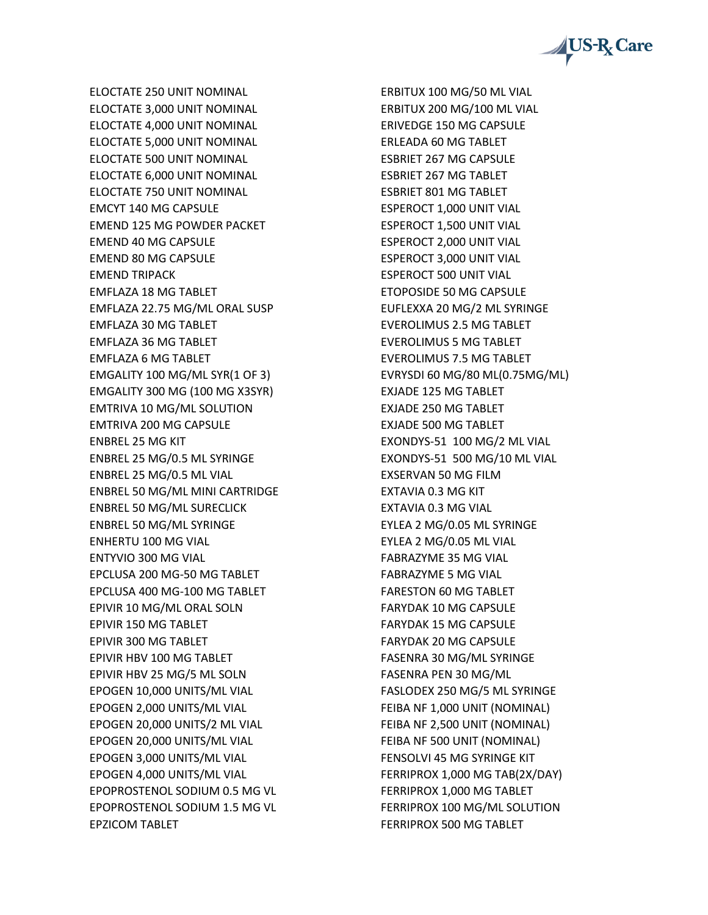ELOCTATE 250 UNIT NOMINAL
ELOCTATE 3,000 UNIT NOMINAL
ELOCTATE 4,000 UNIT NOMINAL
ELOCTATE 5,000 UNIT NOMINAL
ELOCTATE 500 UNIT NOMINAL
ELOCTATE 6,000 UNIT NOMINAL
ELOCTATE 750 UNIT NOMINAL
EMCYT 140 MG CAPSULE
EMEND 125 MG POWDER PACKET
EMEND 40 MG CAPSULE
EMEND 80 MG CAPSULE
EMEND TRIPACK
EMFLAZA 18 MG TABLET
EMFLAZA 22.75 MG/ML ORAL SUSP
EMFLAZA 30 MG TABLET
EMFLAZA 36 MG TABLET
EMFLAZA 6 MG TABLET
EMGALITY 100 MG/ML SYR(1 OF 3)
EMGALITY 300 MG (100 MG X3SYR)
EMTRIVA 10 MG/ML SOLUTION
EMTRIVA 200 MG CAPSULE
ENBREL 25 MG KIT
ENBREL 25 MG/0.5 ML SYRINGE
ENBREL 25 MG/0.5 ML VIAL
ENBREL 50 MG/ML MINI CARTRIDGE
ENBREL 50 MG/ML SURECLICK
ENBREL 50 MG/ML SYRINGE
ENHERTU 100 MG VIAL
ENTYVIO 300 MG VIAL
EPCLUSA 200 MG-50 MG TABLET
EPCLUSA 400 MG-100 MG TABLET
EPIVIR 10 MG/ML ORAL SOLN
EPIVIR 150 MG TABLET
EPIVIR 300 MG TABLET
EPIVIR HBV 100 MG TABLET
EPIVIR HBV 25 MG/5 ML SOLN
EPOGEN 10,000 UNITS/ML VIAL
EPOGEN 2,000 UNITS/ML VIAL
EPOGEN 20,000 UNITS/2 ML VIAL
EPOGEN 20,000 UNITS/ML VIAL
EPOGEN 3,000 UNITS/ML VIAL
EPOGEN 4,000 UNITS/ML VIAL
EPOPROSTENOL SODIUM 0.5 MG VL
EPOPROSTENOL SODIUM 1.5 MG VL
EPZICOM TABLET
ERBITUX 100 MG/50 ML VIAL
ERBITUX 200 MG/100 ML VIAL
ERIVEDGE 150 MG CAPSULE
ERLEADA 60 MG TABLET
ESBRIET 267 MG CAPSULE
ESBRIET 267 MG TABLET
ESBRIET 801 MG TABLET
ESPEROCT 1,000 UNIT VIAL
ESPEROCT 1,500 UNIT VIAL
ESPEROCT 2,000 UNIT VIAL
ESPEROCT 3,000 UNIT VIAL
ESPEROCT 500 UNIT VIAL
ETOPOSIDE 50 MG CAPSULE
EUFLEXXA 20 MG/2 ML SYRINGE
EVEROLIMUS 2.5 MG TABLET
EVEROLIMUS 5 MG TABLET
EVEROLIMUS 7.5 MG TABLET
EVRYSDI 60 MG/80 ML(0.75MG/ML)
EXJADE 125 MG TABLET
EXJADE 250 MG TABLET
EXJADE 500 MG TABLET
EXONDYS-51 100 MG/2 ML VIAL
EXONDYS-51 500 MG/10 ML VIAL
EXSERVAN 50 MG FILM
EXTAVIA 0.3 MG KIT
EXTAVIA 0.3 MG VIAL
EYLEA 2 MG/0.05 ML SYRINGE
EYLEA 2 MG/0.05 ML VIAL
FABRAZYME 35 MG VIAL
FABRAZYME 5 MG VIAL
FARESTON 60 MG TABLET
FARYDAK 10 MG CAPSULE
FARYDAK 15 MG CAPSULE
FARYDAK 20 MG CAPSULE
FASENRA 30 MG/ML SYRINGE
FASENRA PEN 30 MG/ML
FASLODEX 250 MG/5 ML SYRINGE
FEIBA NF 1,000 UNIT (NOMINAL)
FEIBA NF 2,500 UNIT (NOMINAL)
FEIBA NF 500 UNIT (NOMINAL)
FENSOLVI 45 MG SYRINGE KIT
FERRIPROX 1,000 MG TAB(2X/DAY)
FERRIPROX 1,000 MG TABLET
FERRIPROX 100 MG/ML SOLUTION
FERRIPROX 500 MG TABLET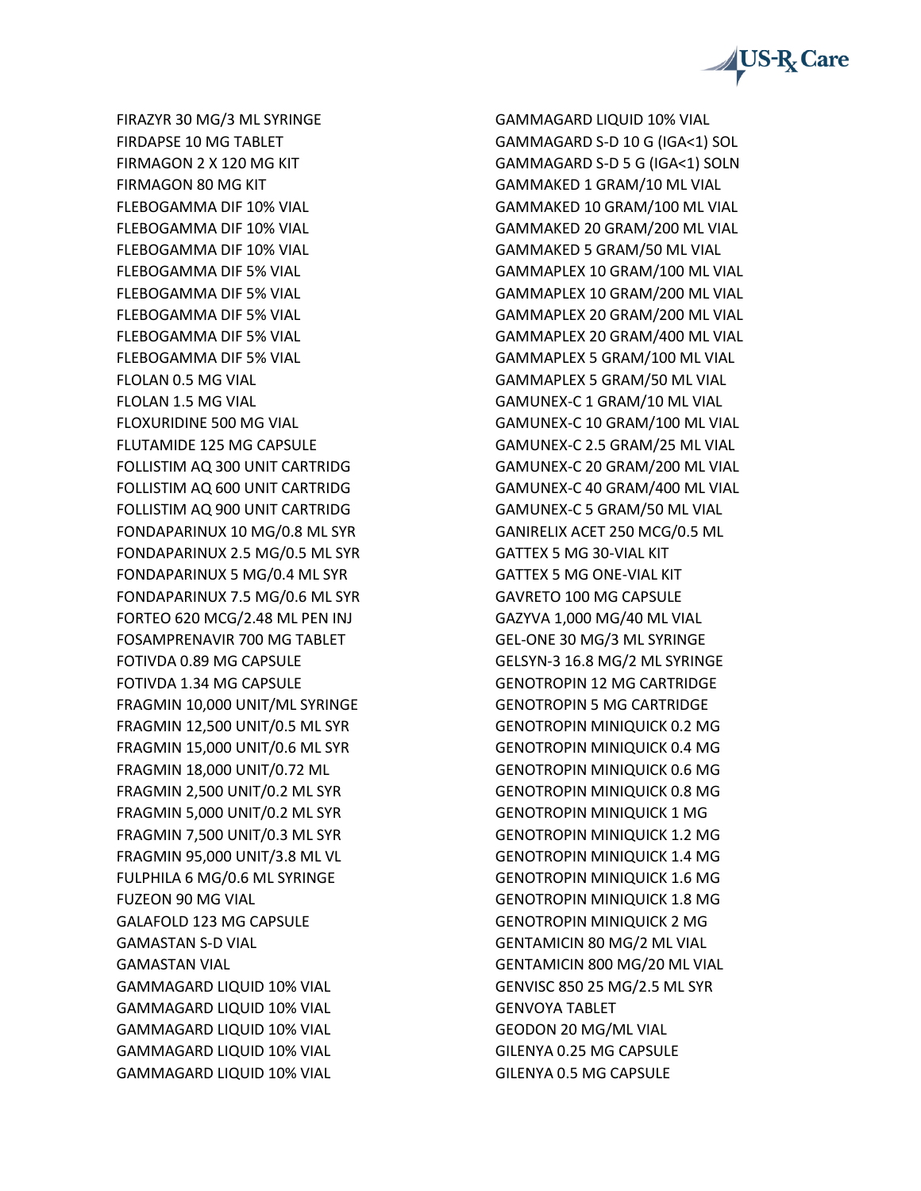FIRAZYR 30 MG/3 ML SYRINGE
FIRDAPSE 10 MG TABLET
FIRMAGON 2 X 120 MG KIT
FIRMAGON 80 MG KIT
FLEBOGAMMA DIF 10% VIAL
FLEBOGAMMA DIF 10% VIAL
FLEBOGAMMA DIF 10% VIAL
FLEBOGAMMA DIF 5% VIAL
FLEBOGAMMA DIF 5% VIAL
FLEBOGAMMA DIF 5% VIAL
FLEBOGAMMA DIF 5% VIAL
FLEBOGAMMA DIF 5% VIAL
FLOLAN 0.5 MG VIAL
FLOLAN 1.5 MG VIAL
FLOXURIDINE 500 MG VIAL
FLUTAMIDE 125 MG CAPSULE
FOLLISTIM AQ 300 UNIT CARTRIDG
FOLLISTIM AQ 600 UNIT CARTRIDG
FOLLISTIM AQ 900 UNIT CARTRIDG
FONDAPARINUX 10 MG/0.8 ML SYR
FONDAPARINUX 2.5 MG/0.5 ML SYR
FONDAPARINUX 5 MG/0.4 ML SYR
FONDAPARINUX 7.5 MG/0.6 ML SYR
FORTEO 620 MCG/2.48 ML PEN INJ
FOSAMPRENAVIR 700 MG TABLET
FOTIVDA 0.89 MG CAPSULE
FOTIVDA 1.34 MG CAPSULE
FRAGMIN 10,000 UNIT/ML SYRINGE
FRAGMIN 12,500 UNIT/0.5 ML SYR
FRAGMIN 15,000 UNIT/0.6 ML SYR
FRAGMIN 18,000 UNIT/0.72 ML
FRAGMIN 2,500 UNIT/0.2 ML SYR
FRAGMIN 5,000 UNIT/0.2 ML SYR
FRAGMIN 7,500 UNIT/0.3 ML SYR
FRAGMIN 95,000 UNIT/3.8 ML VL
FULPHILA 6 MG/0.6 ML SYRINGE
FUZEON 90 MG VIAL
GALAFOLD 123 MG CAPSULE
GAMASTAN S-D VIAL
GAMASTAN VIAL
GAMMAGARD LIQUID 10% VIAL
GAMMAGARD LIQUID 10% VIAL
GAMMAGARD LIQUID 10% VIAL
GAMMAGARD LIQUID 10% VIAL
GAMMAGARD LIQUID 10% VIAL
GAMMAGARD LIQUID 10% VIAL
GAMMAGARD S-D 10 G (IGA<1) SOL
GAMMAGARD S-D 5 G (IGA<1) SOLN
GAMMAKED 1 GRAM/10 ML VIAL
GAMMAKED 10 GRAM/100 ML VIAL
GAMMAKED 20 GRAM/200 ML VIAL
GAMMAKED 5 GRAM/50 ML VIAL
GAMMAPLEX 10 GRAM/100 ML VIAL
GAMMAPLEX 10 GRAM/200 ML VIAL
GAMMAPLEX 20 GRAM/200 ML VIAL
GAMMAPLEX 20 GRAM/400 ML VIAL
GAMMAPLEX 5 GRAM/100 ML VIAL
GAMMAPLEX 5 GRAM/50 ML VIAL
GAMUNEX-C 1 GRAM/10 ML VIAL
GAMUNEX-C 10 GRAM/100 ML VIAL
GAMUNEX-C 2.5 GRAM/25 ML VIAL
GAMUNEX-C 20 GRAM/200 ML VIAL
GAMUNEX-C 40 GRAM/400 ML VIAL
GAMUNEX-C 5 GRAM/50 ML VIAL
GANIRELIX ACET 250 MCG/0.5 ML
GATTEX 5 MG 30-VIAL KIT
GATTEX 5 MG ONE-VIAL KIT
GAVRETO 100 MG CAPSULE
GAZYVA 1,000 MG/40 ML VIAL
GEL-ONE 30 MG/3 ML SYRINGE
GELSYN-3 16.8 MG/2 ML SYRINGE
GENOTROPIN 12 MG CARTRIDGE
GENOTROPIN 5 MG CARTRIDGE
GENOTROPIN MINIQUICK 0.2 MG
GENOTROPIN MINIQUICK 0.4 MG
GENOTROPIN MINIQUICK 0.6 MG
GENOTROPIN MINIQUICK 0.8 MG
GENOTROPIN MINIQUICK 1 MG
GENOTROPIN MINIQUICK 1.2 MG
GENOTROPIN MINIQUICK 1.4 MG
GENOTROPIN MINIQUICK 1.6 MG
GENOTROPIN MINIQUICK 1.8 MG
GENOTROPIN MINIQUICK 2 MG
GENTAMICIN 80 MG/2 ML VIAL
GENTAMICIN 800 MG/20 ML VIAL
GENVISC 850 25 MG/2.5 ML SYR
GENVOYA TABLET
GEODON 20 MG/ML VIAL
GILENYA 0.25 MG CAPSULE
GILENYA 0.5 MG CAPSULE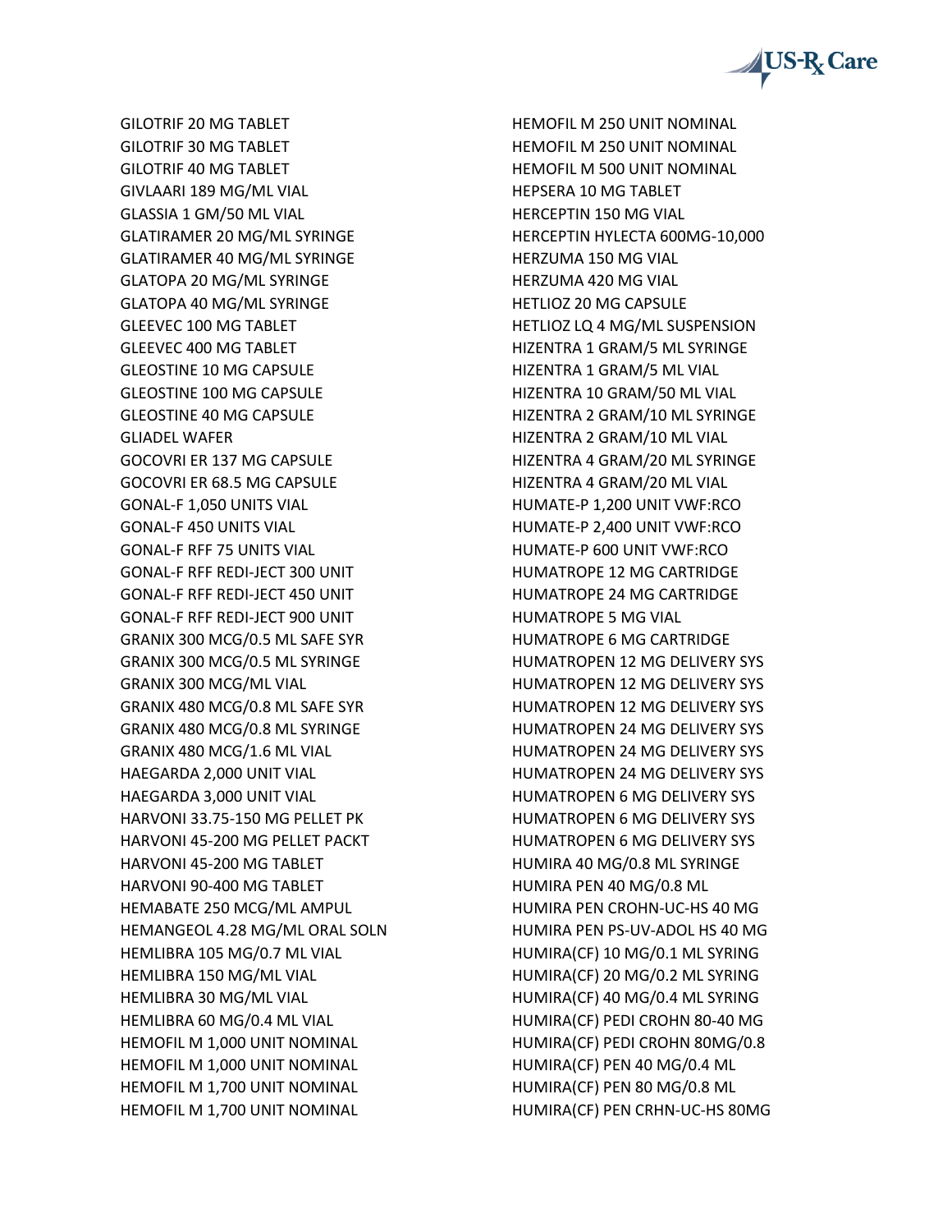GILOTRIF 20 MG TABLET
GILOTRIF 30 MG TABLET
GILOTRIF 40 MG TABLET
GIVLAARI 189 MG/ML VIAL
GLASSIA 1 GM/50 ML VIAL
GLATIRAMER 20 MG/ML SYRINGE
GLATIRAMER 40 MG/ML SYRINGE
GLATOPA 20 MG/ML SYRINGE
GLATOPA 40 MG/ML SYRINGE
GLEEVEC 100 MG TABLET
GLEEVEC 400 MG TABLET
GLEOSTINE 10 MG CAPSULE
GLEOSTINE 100 MG CAPSULE
GLEOSTINE 40 MG CAPSULE
GLIADEL WAFER
GOCOVRI ER 137 MG CAPSULE
GOCOVRI ER 68.5 MG CAPSULE
GONAL-F 1,050 UNITS VIAL
GONAL-F 450 UNITS VIAL
GONAL-F RFF 75 UNITS VIAL
GONAL-F RFF REDI-JECT 300 UNIT
GONAL-F RFF REDI-JECT 450 UNIT
GONAL-F RFF REDI-JECT 900 UNIT
GRANIX 300 MCG/0.5 ML SAFE SYR
GRANIX 300 MCG/0.5 ML SYRINGE
GRANIX 300 MCG/ML VIAL
GRANIX 480 MCG/0.8 ML SAFE SYR
GRANIX 480 MCG/0.8 ML SYRINGE
GRANIX 480 MCG/1.6 ML VIAL
HAEGARDA 2,000 UNIT VIAL
HAEGARDA 3,000 UNIT VIAL
HARVONI 33.75-150 MG PELLET PK
HARVONI 45-200 MG PELLET PACKT
HARVONI 45-200 MG TABLET
HARVONI 90-400 MG TABLET
HEMABATE 250 MCG/ML AMPUL
HEMANGEOL 4.28 MG/ML ORAL SOLN
HEMLIBRA 105 MG/0.7 ML VIAL
HEMLIBRA 150 MG/ML VIAL
HEMLIBRA 30 MG/ML VIAL
HEMLIBRA 60 MG/0.4 ML VIAL
HEMOFIL M 1,000 UNIT NOMINAL
HEMOFIL M 1,000 UNIT NOMINAL
HEMOFIL M 1,700 UNIT NOMINAL
HEMOFIL M 1,700 UNIT NOMINAL
HEMOFIL M 250 UNIT NOMINAL
HEMOFIL M 250 UNIT NOMINAL
HEMOFIL M 500 UNIT NOMINAL
HEPSERA 10 MG TABLET
HERCEPTIN 150 MG VIAL
HERCEPTIN HYLECTA 600MG-10,000
HERZUMA 150 MG VIAL
HERZUMA 420 MG VIAL
HETLIOZ 20 MG CAPSULE
HETLIOZ LQ 4 MG/ML SUSPENSION
HIZENTRA 1 GRAM/5 ML SYRINGE
HIZENTRA 1 GRAM/5 ML VIAL
HIZENTRA 10 GRAM/50 ML VIAL
HIZENTRA 2 GRAM/10 ML SYRINGE
HIZENTRA 2 GRAM/10 ML VIAL
HIZENTRA 4 GRAM/20 ML SYRINGE
HIZENTRA 4 GRAM/20 ML VIAL
HUMATE-P 1,200 UNIT VWF:RCO
HUMATE-P 2,400 UNIT VWF:RCO
HUMATE-P 600 UNIT VWF:RCO
HUMATROPE 12 MG CARTRIDGE
HUMATROPE 24 MG CARTRIDGE
HUMATROPE 5 MG VIAL
HUMATROPE 6 MG CARTRIDGE
HUMATROPEN 12 MG DELIVERY SYS
HUMATROPEN 12 MG DELIVERY SYS
HUMATROPEN 12 MG DELIVERY SYS
HUMATROPEN 24 MG DELIVERY SYS
HUMATROPEN 24 MG DELIVERY SYS
HUMATROPEN 24 MG DELIVERY SYS
HUMATROPEN 6 MG DELIVERY SYS
HUMATROPEN 6 MG DELIVERY SYS
HUMATROPEN 6 MG DELIVERY SYS
HUMIRA 40 MG/0.8 ML SYRINGE
HUMIRA PEN 40 MG/0.8 ML
HUMIRA PEN CROHN-UC-HS 40 MG
HUMIRA PEN PS-UV-ADOL HS 40 MG
HUMIRA(CF) 10 MG/0.1 ML SYRING
HUMIRA(CF) 20 MG/0.2 ML SYRING
HUMIRA(CF) 40 MG/0.4 ML SYRING
HUMIRA(CF) PEDI CROHN 80-40 MG
HUMIRA(CF) PEDI CROHN 80MG/0.8
HUMIRA(CF) PEN 40 MG/0.4 ML
HUMIRA(CF) PEN 80 MG/0.8 ML
HUMIRA(CF) PEN CRHN-UC-HS 80MG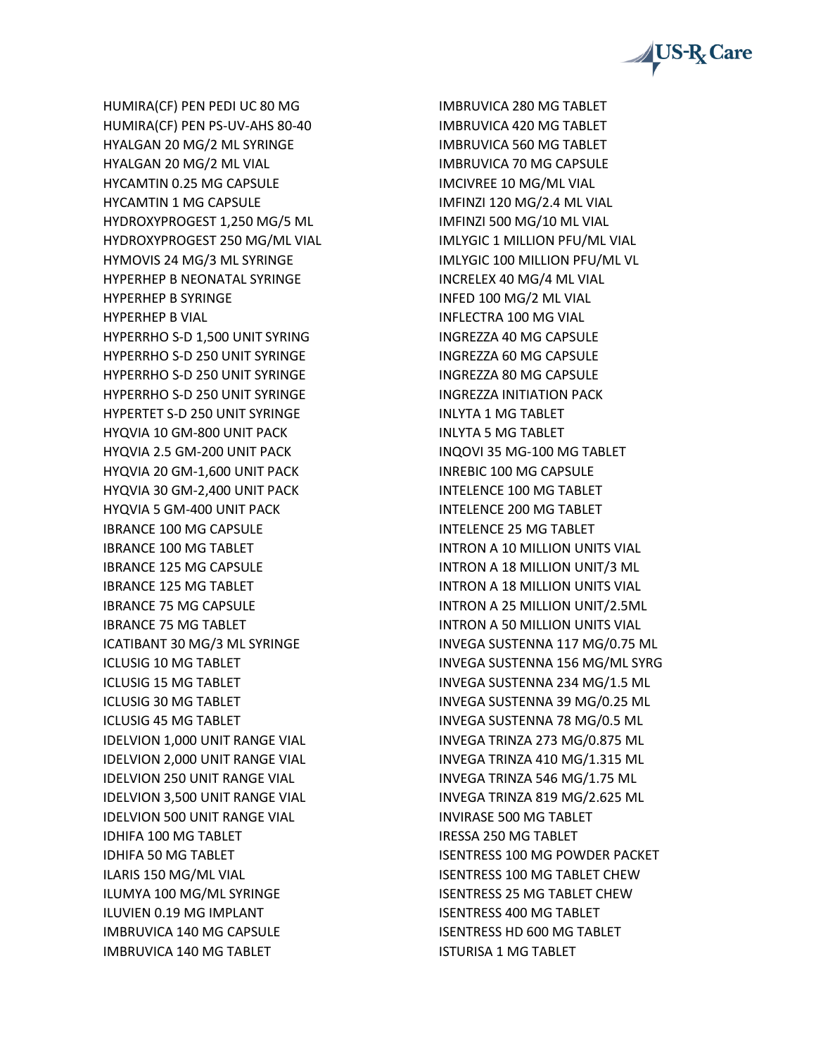HUMIRA(CF) PEN PEDI UC 80 MG
HUMIRA(CF) PEN PS-UV-AHS 80-40
HYALGAN 20 MG/2 ML SYRINGE
HYALGAN 20 MG/2 ML VIAL
HYCAMTIN 0.25 MG CAPSULE
HYCAMTIN 1 MG CAPSULE
HYDROXYPROGEST 1,250 MG/5 ML
HYDROXYPROGEST 250 MG/ML VIAL
HYMOVIS 24 MG/3 ML SYRINGE
HYPERHEP B NEONATAL SYRINGE
HYPERHEP B SYRINGE
HYPERHEP B VIAL
HYPERRHO S-D 1,500 UNIT SYRING
HYPERRHO S-D 250 UNIT SYRINGE
HYPERRHO S-D 250 UNIT SYRINGE
HYPERRHO S-D 250 UNIT SYRINGE
HYPERTET S-D 250 UNIT SYRINGE
HYQVIA 10 GM-800 UNIT PACK
HYQVIA 2.5 GM-200 UNIT PACK
HYQVIA 20 GM-1,600 UNIT PACK
HYQVIA 30 GM-2,400 UNIT PACK
HYQVIA 5 GM-400 UNIT PACK
IBRANCE 100 MG CAPSULE
IBRANCE 100 MG TABLET
IBRANCE 125 MG CAPSULE
IBRANCE 125 MG TABLET
IBRANCE 75 MG CAPSULE
IBRANCE 75 MG TABLET
ICATIBANT 30 MG/3 ML SYRINGE
ICLUSIG 10 MG TABLET
ICLUSIG 15 MG TABLET
ICLUSIG 30 MG TABLET
ICLUSIG 45 MG TABLET
IDELVION 1,000 UNIT RANGE VIAL
IDELVION 2,000 UNIT RANGE VIAL
IDELVION 250 UNIT RANGE VIAL
IDELVION 3,500 UNIT RANGE VIAL
IDELVION 500 UNIT RANGE VIAL
IDHIFA 100 MG TABLET
IDHIFA 50 MG TABLET
ILARIS 150 MG/ML VIAL
ILUMYA 100 MG/ML SYRINGE
ILUVIEN 0.19 MG IMPLANT
IMBRUVICA 140 MG CAPSULE
IMBRUVICA 140 MG TABLET
IMBRUVICA 280 MG TABLET
IMBRUVICA 420 MG TABLET
IMBRUVICA 560 MG TABLET
IMBRUVICA 70 MG CAPSULE
IMCIVREE 10 MG/ML VIAL
IMFINZI 120 MG/2.4 ML VIAL
IMFINZI 500 MG/10 ML VIAL
IMLYGIC 1 MILLION PFU/ML VIAL
IMLYGIC 100 MILLION PFU/ML VL
INCRELEX 40 MG/4 ML VIAL
INFED 100 MG/2 ML VIAL
INFLECTRA 100 MG VIAL
INGREZZA 40 MG CAPSULE
INGREZZA 60 MG CAPSULE
INGREZZA 80 MG CAPSULE
INGREZZA INITIATION PACK
INLYTA 1 MG TABLET
INLYTA 5 MG TABLET
INQOVI 35 MG-100 MG TABLET
INREBIC 100 MG CAPSULE
INTELENCE 100 MG TABLET
INTELENCE 200 MG TABLET
INTELENCE 25 MG TABLET
INTRON A 10 MILLION UNITS VIAL
INTRON A 18 MILLION UNIT/3 ML
INTRON A 18 MILLION UNITS VIAL
INTRON A 25 MILLION UNIT/2.5ML
INTRON A 50 MILLION UNITS VIAL
INVEGA SUSTENNA 117 MG/0.75 ML
INVEGA SUSTENNA 156 MG/ML SYRG
INVEGA SUSTENNA 234 MG/1.5 ML
INVEGA SUSTENNA 39 MG/0.25 ML
INVEGA SUSTENNA 78 MG/0.5 ML
INVEGA TRINZA 273 MG/0.875 ML
INVEGA TRINZA 410 MG/1.315 ML
INVEGA TRINZA 546 MG/1.75 ML
INVEGA TRINZA 819 MG/2.625 ML
INVIRASE 500 MG TABLET
IRESSA 250 MG TABLET
ISENTRESS 100 MG POWDER PACKET
ISENTRESS 100 MG TABLET CHEW
ISENTRESS 25 MG TABLET CHEW
ISENTRESS 400 MG TABLET
ISENTRESS HD 600 MG TABLET
ISTURISA 1 MG TABLET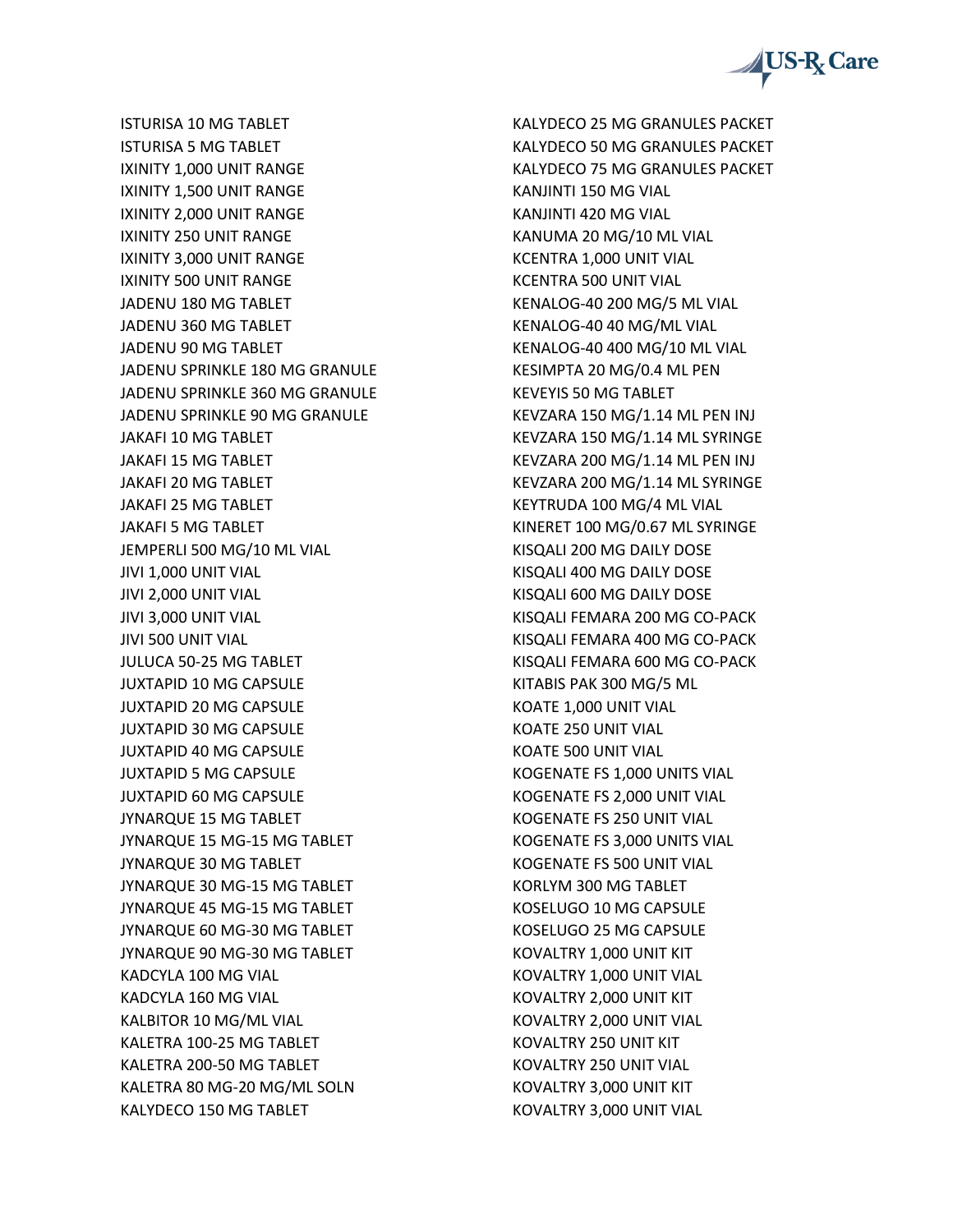ISTURISA 10 MG TABLET
ISTURISA 5 MG TABLET
IXINITY 1,000 UNIT RANGE
IXINITY 1,500 UNIT RANGE
IXINITY 2,000 UNIT RANGE
IXINITY 250 UNIT RANGE
IXINITY 3,000 UNIT RANGE
IXINITY 500 UNIT RANGE
JADENU 180 MG TABLET
JADENU 360 MG TABLET
JADENU 90 MG TABLET
JADENU SPRINKLE 180 MG GRANULE
JADENU SPRINKLE 360 MG GRANULE
JADENU SPRINKLE 90 MG GRANULE
JAKAFI 10 MG TABLET
JAKAFI 15 MG TABLET
JAKAFI 20 MG TABLET
JAKAFI 25 MG TABLET
JAKAFI 5 MG TABLET
JEMPERLI 500 MG/10 ML VIAL
JIVI 1,000 UNIT VIAL
JIVI 2,000 UNIT VIAL
JIVI 3,000 UNIT VIAL
JIVI 500 UNIT VIAL
JULUCA 50-25 MG TABLET
JUXTAPID 10 MG CAPSULE
JUXTAPID 20 MG CAPSULE
JUXTAPID 30 MG CAPSULE
JUXTAPID 40 MG CAPSULE
JUXTAPID 5 MG CAPSULE
JUXTAPID 60 MG CAPSULE
JYNARQUE 15 MG TABLET
JYNARQUE 15 MG-15 MG TABLET
JYNARQUE 30 MG TABLET
JYNARQUE 30 MG-15 MG TABLET
JYNARQUE 45 MG-15 MG TABLET
JYNARQUE 60 MG-30 MG TABLET
JYNARQUE 90 MG-30 MG TABLET
KADCYLA 100 MG VIAL
KADCYLA 160 MG VIAL
KALBITOR 10 MG/ML VIAL
KALETRA 100-25 MG TABLET
KALETRA 200-50 MG TABLET
KALETRA 80 MG-20 MG/ML SOLN
KALYDECO 150 MG TABLET
KALYDECO 25 MG GRANULES PACKET
KALYDECO 50 MG GRANULES PACKET
KALYDECO 75 MG GRANULES PACKET
KANJINTI 150 MG VIAL
KANJINTI 420 MG VIAL
KANUMA 20 MG/10 ML VIAL
KCENTRA 1,000 UNIT VIAL
KCENTRA 500 UNIT VIAL
KENALOG-40 200 MG/5 ML VIAL
KENALOG-40 40 MG/ML VIAL
KENALOG-40 400 MG/10 ML VIAL
KESIMPTA 20 MG/0.4 ML PEN
KEVEYIS 50 MG TABLET
KEVZARA 150 MG/1.14 ML PEN INJ
KEVZARA 150 MG/1.14 ML SYRINGE
KEVZARA 200 MG/1.14 ML PEN INJ
KEVZARA 200 MG/1.14 ML SYRINGE
KEYTRUDA 100 MG/4 ML VIAL
KINERET 100 MG/0.67 ML SYRINGE
KISQALI 200 MG DAILY DOSE
KISQALI 400 MG DAILY DOSE
KISQALI 600 MG DAILY DOSE
KISQALI FEMARA 200 MG CO-PACK
KISQALI FEMARA 400 MG CO-PACK
KISQALI FEMARA 600 MG CO-PACK
KITABIS PAK 300 MG/5 ML
KOATE 1,000 UNIT VIAL
KOATE 250 UNIT VIAL
KOATE 500 UNIT VIAL
KOGENATE FS 1,000 UNITS VIAL
KOGENATE FS 2,000 UNIT VIAL
KOGENATE FS 250 UNIT VIAL
KOGENATE FS 3,000 UNITS VIAL
KOGENATE FS 500 UNIT VIAL
KORLYM 300 MG TABLET
KOSELUGO 10 MG CAPSULE
KOSELUGO 25 MG CAPSULE
KOVALTRY 1,000 UNIT KIT
KOVALTRY 1,000 UNIT VIAL
KOVALTRY 2,000 UNIT KIT
KOVALTRY 2,000 UNIT VIAL
KOVALTRY 250 UNIT KIT
KOVALTRY 250 UNIT VIAL
KOVALTRY 3,000 UNIT KIT
KOVALTRY 3,000 UNIT VIAL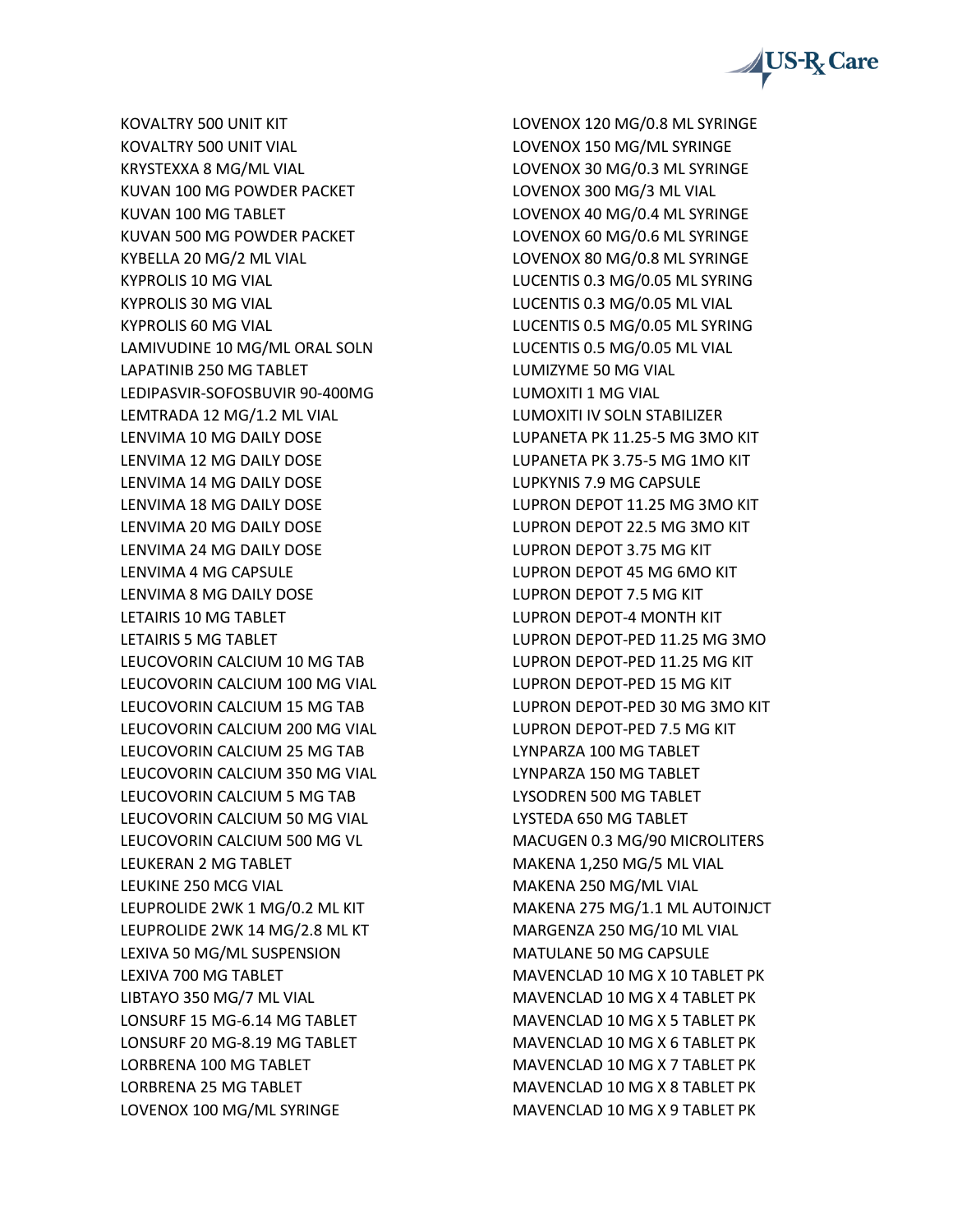KOVALTRY 500 UNIT KIT
KOVALTRY 500 UNIT VIAL
KRYSTEXXA 8 MG/ML VIAL
KUVAN 100 MG POWDER PACKET
KUVAN 100 MG TABLET
KUVAN 500 MG POWDER PACKET
KYBELLA 20 MG/2 ML VIAL
KYPROLIS 10 MG VIAL
KYPROLIS 30 MG VIAL
KYPROLIS 60 MG VIAL
LAMIVUDINE 10 MG/ML ORAL SOLN
LAPATINIB 250 MG TABLET
LEDIPASVIR-SOFOSBUVIR 90-400MG
LEMTRADA 12 MG/1.2 ML VIAL
LENVIMA 10 MG DAILY DOSE
LENVIMA 12 MG DAILY DOSE
LENVIMA 14 MG DAILY DOSE
LENVIMA 18 MG DAILY DOSE
LENVIMA 20 MG DAILY DOSE
LENVIMA 24 MG DAILY DOSE
LENVIMA 4 MG CAPSULE
LENVIMA 8 MG DAILY DOSE
LETAIRIS 10 MG TABLET
LETAIRIS 5 MG TABLET
LEUCOVORIN CALCIUM 10 MG TAB
LEUCOVORIN CALCIUM 100 MG VIAL
LEUCOVORIN CALCIUM 15 MG TAB
LEUCOVORIN CALCIUM 200 MG VIAL
LEUCOVORIN CALCIUM 25 MG TAB
LEUCOVORIN CALCIUM 350 MG VIAL
LEUCOVORIN CALCIUM 5 MG TAB
LEUCOVORIN CALCIUM 50 MG VIAL
LEUCOVORIN CALCIUM 500 MG VL
LEUKERAN 2 MG TABLET
LEUKINE 250 MCG VIAL
LEUPROLIDE 2WK 1 MG/0.2 ML KIT
LEUPROLIDE 2WK 14 MG/2.8 ML KT
LEXIVA 50 MG/ML SUSPENSION
LEXIVA 700 MG TABLET
LIBTAYO 350 MG/7 ML VIAL
LONSURF 15 MG-6.14 MG TABLET
LONSURF 20 MG-8.19 MG TABLET
LORBRENA 100 MG TABLET
LORBRENA 25 MG TABLET
LOVENOX 100 MG/ML SYRINGE
LOVENOX 120 MG/0.8 ML SYRINGE
LOVENOX 150 MG/ML SYRINGE
LOVENOX 30 MG/0.3 ML SYRINGE
LOVENOX 300 MG/3 ML VIAL
LOVENOX 40 MG/0.4 ML SYRINGE
LOVENOX 60 MG/0.6 ML SYRINGE
LOVENOX 80 MG/0.8 ML SYRINGE
LUCENTIS 0.3 MG/0.05 ML SYRING
LUCENTIS 0.3 MG/0.05 ML VIAL
LUCENTIS 0.5 MG/0.05 ML SYRING
LUCENTIS 0.5 MG/0.05 ML VIAL
LUMIZYME 50 MG VIAL
LUMOXITI 1 MG VIAL
LUMOXITI IV SOLN STABILIZER
LUPANETA PK 11.25-5 MG 3MO KIT
LUPANETA PK 3.75-5 MG 1MO KIT
LUPKYNIS 7.9 MG CAPSULE
LUPRON DEPOT 11.25 MG 3MO KIT
LUPRON DEPOT 22.5 MG 3MO KIT
LUPRON DEPOT 3.75 MG KIT
LUPRON DEPOT 45 MG 6MO KIT
LUPRON DEPOT 7.5 MG KIT
LUPRON DEPOT-4 MONTH KIT
LUPRON DEPOT-PED 11.25 MG 3MO
LUPRON DEPOT-PED 11.25 MG KIT
LUPRON DEPOT-PED 15 MG KIT
LUPRON DEPOT-PED 30 MG 3MO KIT
LUPRON DEPOT-PED 7.5 MG KIT
LYNPARZA 100 MG TABLET
LYNPARZA 150 MG TABLET
LYSODREN 500 MG TABLET
LYSTEDA 650 MG TABLET
MACUGEN 0.3 MG/90 MICROLITERS
MAKENA 1,250 MG/5 ML VIAL
MAKENA 250 MG/ML VIAL
MAKENA 275 MG/1.1 ML AUTOINJCT
MARGENZA 250 MG/10 ML VIAL
MATULANE 50 MG CAPSULE
MAVENCLAD 10 MG X 10 TABLET PK
MAVENCLAD 10 MG X 4 TABLET PK
MAVENCLAD 10 MG X 5 TABLET PK
MAVENCLAD 10 MG X 6 TABLET PK
MAVENCLAD 10 MG X 7 TABLET PK
MAVENCLAD 10 MG X 8 TABLET PK
MAVENCLAD 10 MG X 9 TABLET PK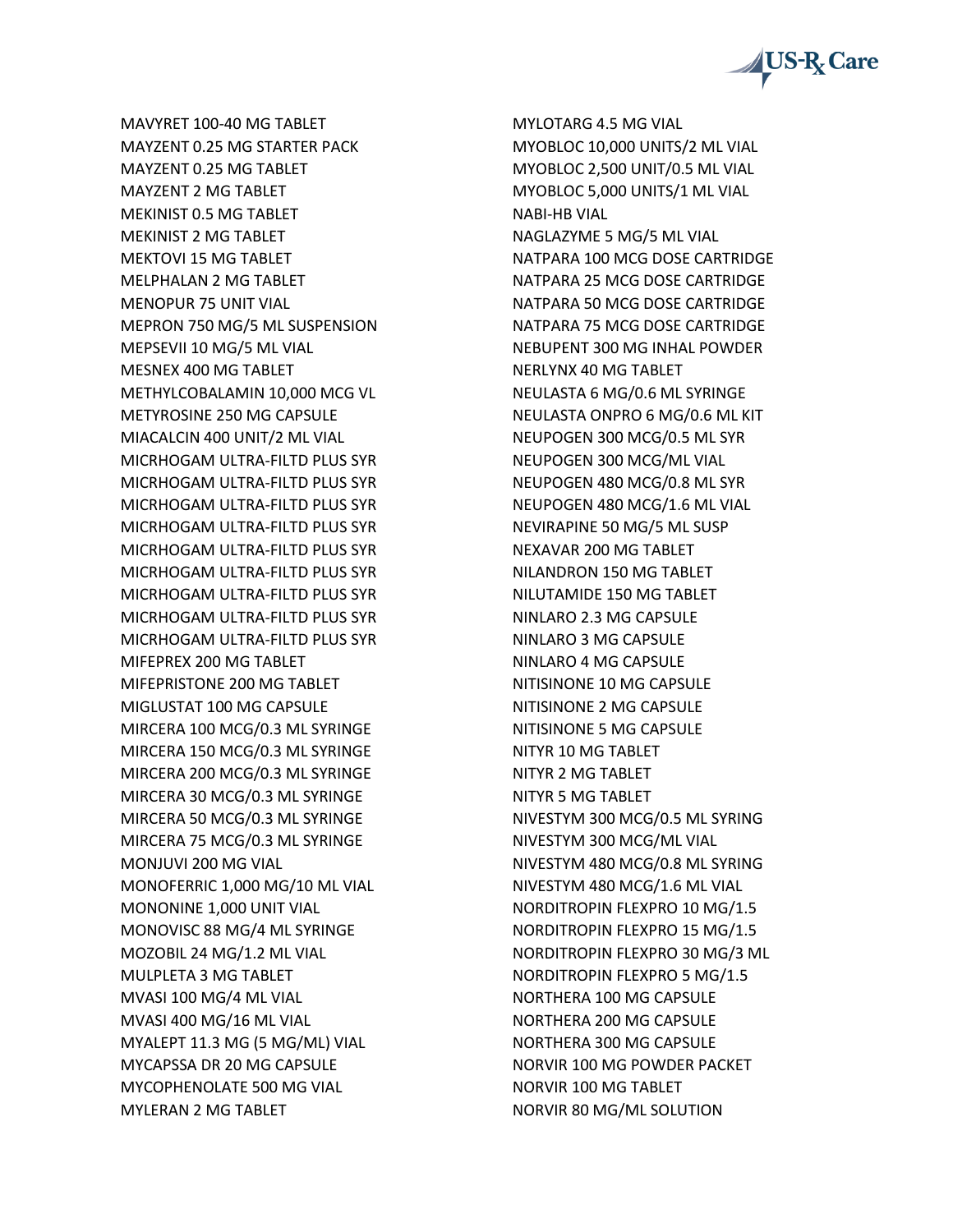MAVYRET 100-40 MG TABLET
MAYZENT 0.25 MG STARTER PACK
MAYZENT 0.25 MG TABLET
MAYZENT 2 MG TABLET
MEKINIST 0.5 MG TABLET
MEKINIST 2 MG TABLET
MEKTOVI 15 MG TABLET
MELPHALAN 2 MG TABLET
MENOPUR 75 UNIT VIAL
MEPRON 750 MG/5 ML SUSPENSION
MEPSEVII 10 MG/5 ML VIAL
MESNEX 400 MG TABLET
METHYLCOBALAMIN 10,000 MCG VL
METYROSINE 250 MG CAPSULE
MIACALCIN 400 UNIT/2 ML VIAL
MICRHOGAM ULTRA-FILTD PLUS SYR
MICRHOGAM ULTRA-FILTD PLUS SYR
MICRHOGAM ULTRA-FILTD PLUS SYR
MICRHOGAM ULTRA-FILTD PLUS SYR
MICRHOGAM ULTRA-FILTD PLUS SYR
MICRHOGAM ULTRA-FILTD PLUS SYR
MICRHOGAM ULTRA-FILTD PLUS SYR
MICRHOGAM ULTRA-FILTD PLUS SYR
MICRHOGAM ULTRA-FILTD PLUS SYR
MIFEPREX 200 MG TABLET
MIFEPRISTONE 200 MG TABLET
MIGLUSTAT 100 MG CAPSULE
MIRCERA 100 MCG/0.3 ML SYRINGE
MIRCERA 150 MCG/0.3 ML SYRINGE
MIRCERA 200 MCG/0.3 ML SYRINGE
MIRCERA 30 MCG/0.3 ML SYRINGE
MIRCERA 50 MCG/0.3 ML SYRINGE
MIRCERA 75 MCG/0.3 ML SYRINGE
MONJUVI 200 MG VIAL
MONOFERRIC 1,000 MG/10 ML VIAL
MONONINE 1,000 UNIT VIAL
MONOVISC 88 MG/4 ML SYRINGE
MOZOBIL 24 MG/1.2 ML VIAL
MULPLETA 3 MG TABLET
MVASI 100 MG/4 ML VIAL
MVASI 400 MG/16 ML VIAL
MYALEPT 11.3 MG (5 MG/ML) VIAL
MYCAPSSA DR 20 MG CAPSULE
MYCOPHENOLATE 500 MG VIAL
MYLERAN 2 MG TABLET
MYLOTARG 4.5 MG VIAL
MYOBLOC 10,000 UNITS/2 ML VIAL
MYOBLOC 2,500 UNIT/0.5 ML VIAL
MYOBLOC 5,000 UNITS/1 ML VIAL
NABI-HB VIAL
NAGLAZYME 5 MG/5 ML VIAL
NATPARA 100 MCG DOSE CARTRIDGE
NATPARA 25 MCG DOSE CARTRIDGE
NATPARA 50 MCG DOSE CARTRIDGE
NATPARA 75 MCG DOSE CARTRIDGE
NEBUPENT 300 MG INHAL POWDER
NERLYNX 40 MG TABLET
NEULASTA 6 MG/0.6 ML SYRINGE
NEULASTA ONPRO 6 MG/0.6 ML KIT
NEUPOGEN 300 MCG/0.5 ML SYR
NEUPOGEN 300 MCG/ML VIAL
NEUPOGEN 480 MCG/0.8 ML SYR
NEUPOGEN 480 MCG/1.6 ML VIAL
NEVIRAPINE 50 MG/5 ML SUSP
NEXAVAR 200 MG TABLET
NILANDRON 150 MG TABLET
NILUTAMIDE 150 MG TABLET
NINLARO 2.3 MG CAPSULE
NINLARO 3 MG CAPSULE
NINLARO 4 MG CAPSULE
NITISINONE 10 MG CAPSULE
NITISINONE 2 MG CAPSULE
NITISINONE 5 MG CAPSULE
NITYR 10 MG TABLET
NITYR 2 MG TABLET
NITYR 5 MG TABLET
NIVESTYM 300 MCG/0.5 ML SYRING
NIVESTYM 300 MCG/ML VIAL
NIVESTYM 480 MCG/0.8 ML SYRING
NIVESTYM 480 MCG/1.6 ML VIAL
NORDITROPIN FLEXPRO 10 MG/1.5
NORDITROPIN FLEXPRO 15 MG/1.5
NORDITROPIN FLEXPRO 30 MG/3 ML
NORDITROPIN FLEXPRO 5 MG/1.5
NORTHERA 100 MG CAPSULE
NORTHERA 200 MG CAPSULE
NORTHERA 300 MG CAPSULE
NORVIR 100 MG POWDER PACKET
NORVIR 100 MG TABLET
NORVIR 80 MG/ML SOLUTION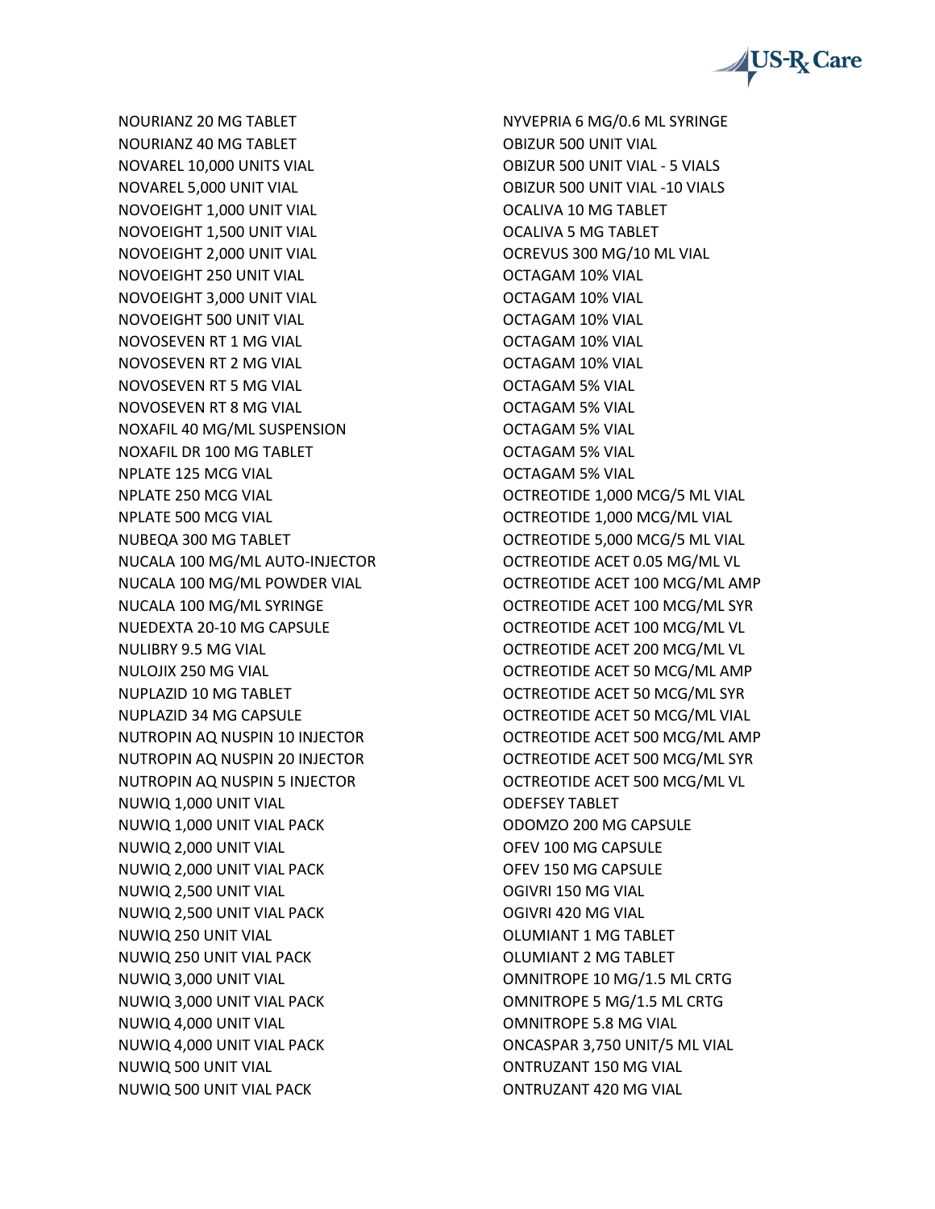NOURIANZ 20 MG TABLET
NOURIANZ 40 MG TABLET
NOVAREL 10,000 UNITS VIAL
NOVAREL 5,000 UNIT VIAL
NOVOEIGHT 1,000 UNIT VIAL
NOVOEIGHT 1,500 UNIT VIAL
NOVOEIGHT 2,000 UNIT VIAL
NOVOEIGHT 250 UNIT VIAL
NOVOEIGHT 3,000 UNIT VIAL
NOVOEIGHT 500 UNIT VIAL
NOVOSEVEN RT 1 MG VIAL
NOVOSEVEN RT 2 MG VIAL
NOVOSEVEN RT 5 MG VIAL
NOVOSEVEN RT 8 MG VIAL
NOXAFIL 40 MG/ML SUSPENSION
NOXAFIL DR 100 MG TABLET
NPLATE 125 MCG VIAL
NPLATE 250 MCG VIAL
NPLATE 500 MCG VIAL
NUBEQA 300 MG TABLET
NUCALA 100 MG/ML AUTO-INJECTOR
NUCALA 100 MG/ML POWDER VIAL
NUCALA 100 MG/ML SYRINGE
NUEDEXTA 20-10 MG CAPSULE
NULIBRY 9.5 MG VIAL
NULOJIX 250 MG VIAL
NUPLAZID 10 MG TABLET
NUPLAZID 34 MG CAPSULE
NUTROPIN AQ NUSPIN 10 INJECTOR
NUTROPIN AQ NUSPIN 20 INJECTOR
NUTROPIN AQ NUSPIN 5 INJECTOR
NUWIQ 1,000 UNIT VIAL
NUWIQ 1,000 UNIT VIAL PACK
NUWIQ 2,000 UNIT VIAL
NUWIQ 2,000 UNIT VIAL PACK
NUWIQ 2,500 UNIT VIAL
NUWIQ 2,500 UNIT VIAL PACK
NUWIQ 250 UNIT VIAL
NUWIQ 250 UNIT VIAL PACK
NUWIQ 3,000 UNIT VIAL
NUWIQ 3,000 UNIT VIAL PACK
NUWIQ 4,000 UNIT VIAL
NUWIQ 4,000 UNIT VIAL PACK
NUWIQ 500 UNIT VIAL
NUWIQ 500 UNIT VIAL PACK
NYVEPRIA 6 MG/0.6 ML SYRINGE
OBIZUR 500 UNIT VIAL
OBIZUR 500 UNIT VIAL - 5 VIALS
OBIZUR 500 UNIT VIAL -10 VIALS
OCALIVA 10 MG TABLET
OCALIVA 5 MG TABLET
OCREVUS 300 MG/10 ML VIAL
OCTAGAM 10% VIAL
OCTAGAM 10% VIAL
OCTAGAM 10% VIAL
OCTAGAM 10% VIAL
OCTAGAM 10% VIAL
OCTAGAM 5% VIAL
OCTAGAM 5% VIAL
OCTAGAM 5% VIAL
OCTAGAM 5% VIAL
OCTAGAM 5% VIAL
OCTREOTIDE 1,000 MCG/5 ML VIAL
OCTREOTIDE 1,000 MCG/ML VIAL
OCTREOTIDE 5,000 MCG/5 ML VIAL
OCTREOTIDE ACET 0.05 MG/ML VL
OCTREOTIDE ACET 100 MCG/ML AMP
OCTREOTIDE ACET 100 MCG/ML SYR
OCTREOTIDE ACET 100 MCG/ML VL
OCTREOTIDE ACET 200 MCG/ML VL
OCTREOTIDE ACET 50 MCG/ML AMP
OCTREOTIDE ACET 50 MCG/ML SYR
OCTREOTIDE ACET 50 MCG/ML VIAL
OCTREOTIDE ACET 500 MCG/ML AMP
OCTREOTIDE ACET 500 MCG/ML SYR
OCTREOTIDE ACET 500 MCG/ML VL
ODEFSEY TABLET
ODOMZO 200 MG CAPSULE
OFEV 100 MG CAPSULE
OFEV 150 MG CAPSULE
OGIVRI 150 MG VIAL
OGIVRI 420 MG VIAL
OLUMIANT 1 MG TABLET
OLUMIANT 2 MG TABLET
OMNITROPE 10 MG/1.5 ML CRTG
OMNITROPE 5 MG/1.5 ML CRTG
OMNITROPE 5.8 MG VIAL
ONCASPAR 3,750 UNIT/5 ML VIAL
ONTRUZANT 150 MG VIAL
ONTRUZANT 420 MG VIAL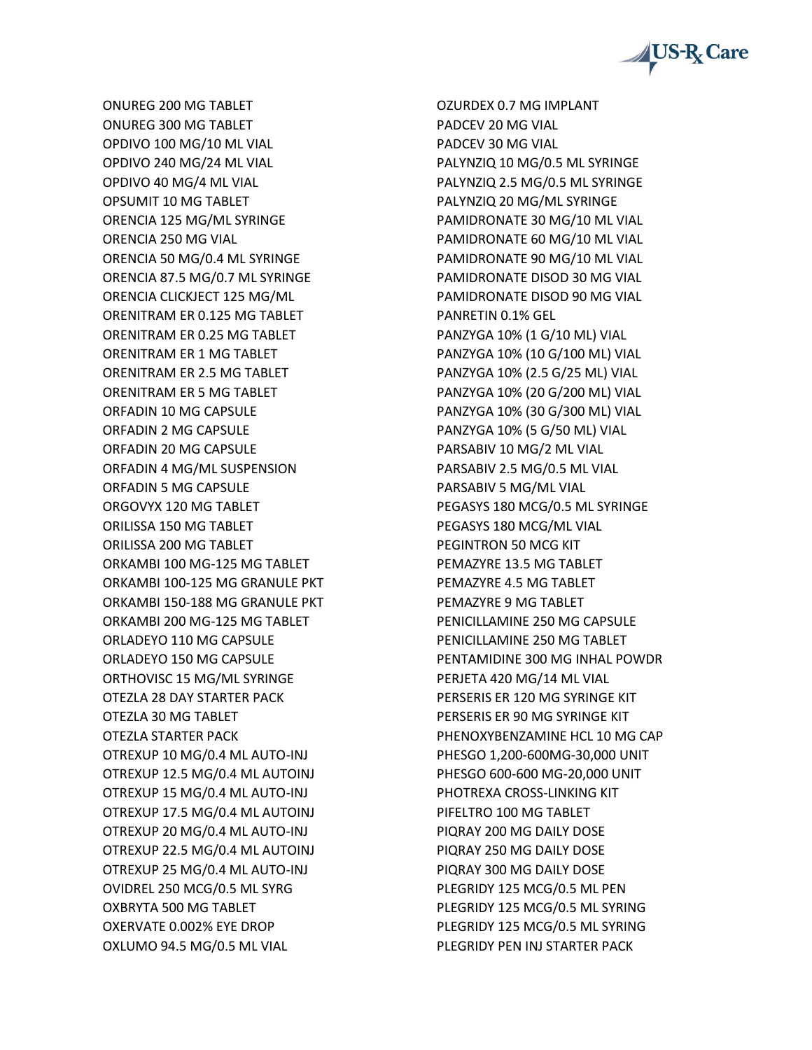ONUREG 200 MG TABLET
ONUREG 300 MG TABLET
OPDIVO 100 MG/10 ML VIAL
OPDIVO 240 MG/24 ML VIAL
OPDIVO 40 MG/4 ML VIAL
OPSUMIT 10 MG TABLET
ORENCIA 125 MG/ML SYRINGE
ORENCIA 250 MG VIAL
ORENCIA 50 MG/0.4 ML SYRINGE
ORENCIA 87.5 MG/0.7 ML SYRINGE
ORENCIA CLICKJECT 125 MG/ML
ORENITRAM ER 0.125 MG TABLET
ORENITRAM ER 0.25 MG TABLET
ORENITRAM ER 1 MG TABLET
ORENITRAM ER 2.5 MG TABLET
ORENITRAM ER 5 MG TABLET
ORFADIN 10 MG CAPSULE
ORFADIN 2 MG CAPSULE
ORFADIN 20 MG CAPSULE
ORFADIN 4 MG/ML SUSPENSION
ORFADIN 5 MG CAPSULE
ORGOVYX 120 MG TABLET
ORILISSA 150 MG TABLET
ORILISSA 200 MG TABLET
ORKAMBI 100 MG-125 MG TABLET
ORKAMBI 100-125 MG GRANULE PKT
ORKAMBI 150-188 MG GRANULE PKT
ORKAMBI 200 MG-125 MG TABLET
ORLADEYO 110 MG CAPSULE
ORLADEYO 150 MG CAPSULE
ORTHOVISC 15 MG/ML SYRINGE
OTEZLA 28 DAY STARTER PACK
OTEZLA 30 MG TABLET
OTEZLA STARTER PACK
OTREXUP 10 MG/0.4 ML AUTO-INJ
OTREXUP 12.5 MG/0.4 ML AUTOINJ
OTREXUP 15 MG/0.4 ML AUTO-INJ
OTREXUP 17.5 MG/0.4 ML AUTOINJ
OTREXUP 20 MG/0.4 ML AUTO-INJ
OTREXUP 22.5 MG/0.4 ML AUTOINJ
OTREXUP 25 MG/0.4 ML AUTO-INJ
OVIDREL 250 MCG/0.5 ML SYRG
OXBRYTA 500 MG TABLET
OXERVATE 0.002% EYE DROP
OXLUMO 94.5 MG/0.5 ML VIAL
OZURDEX 0.7 MG IMPLANT
PADCEV 20 MG VIAL
PADCEV 30 MG VIAL
PALYNZIQ 10 MG/0.5 ML SYRINGE
PALYNZIQ 2.5 MG/0.5 ML SYRINGE
PALYNZIQ 20 MG/ML SYRINGE
PAMIDRONATE 30 MG/10 ML VIAL
PAMIDRONATE 60 MG/10 ML VIAL
PAMIDRONATE 90 MG/10 ML VIAL
PAMIDRONATE DISOD 30 MG VIAL
PAMIDRONATE DISOD 90 MG VIAL
PANRETIN 0.1% GEL
PANZYGA 10% (1 G/10 ML) VIAL
PANZYGA 10% (10 G/100 ML) VIAL
PANZYGA 10% (2.5 G/25 ML) VIAL
PANZYGA 10% (20 G/200 ML) VIAL
PANZYGA 10% (30 G/300 ML) VIAL
PANZYGA 10% (5 G/50 ML) VIAL
PARSABIV 10 MG/2 ML VIAL
PARSABIV 2.5 MG/0.5 ML VIAL
PARSABIV 5 MG/ML VIAL
PEGASYS 180 MCG/0.5 ML SYRINGE
PEGASYS 180 MCG/ML VIAL
PEGINTRON 50 MCG KIT
PEMAZYRE 13.5 MG TABLET
PEMAZYRE 4.5 MG TABLET
PEMAZYRE 9 MG TABLET
PENICILLAMINE 250 MG CAPSULE
PENICILLAMINE 250 MG TABLET
PENTAMIDINE 300 MG INHAL POWDR
PERJETA 420 MG/14 ML VIAL
PERSERIS ER 120 MG SYRINGE KIT
PERSERIS ER 90 MG SYRINGE KIT
PHENOXYBENZAMINE HCL 10 MG CAP
PHESGO 1,200-600MG-30,000 UNIT
PHESGO 600-600 MG-20,000 UNIT
PHOTREXA CROSS-LINKING KIT
PIFELTRO 100 MG TABLET
PIQRAY 200 MG DAILY DOSE
PIQRAY 250 MG DAILY DOSE
PIQRAY 300 MG DAILY DOSE
PLEGRIDY 125 MCG/0.5 ML PEN
PLEGRIDY 125 MCG/0.5 ML SYRING
PLEGRIDY 125 MCG/0.5 ML SYRING
PLEGRIDY PEN INJ STARTER PACK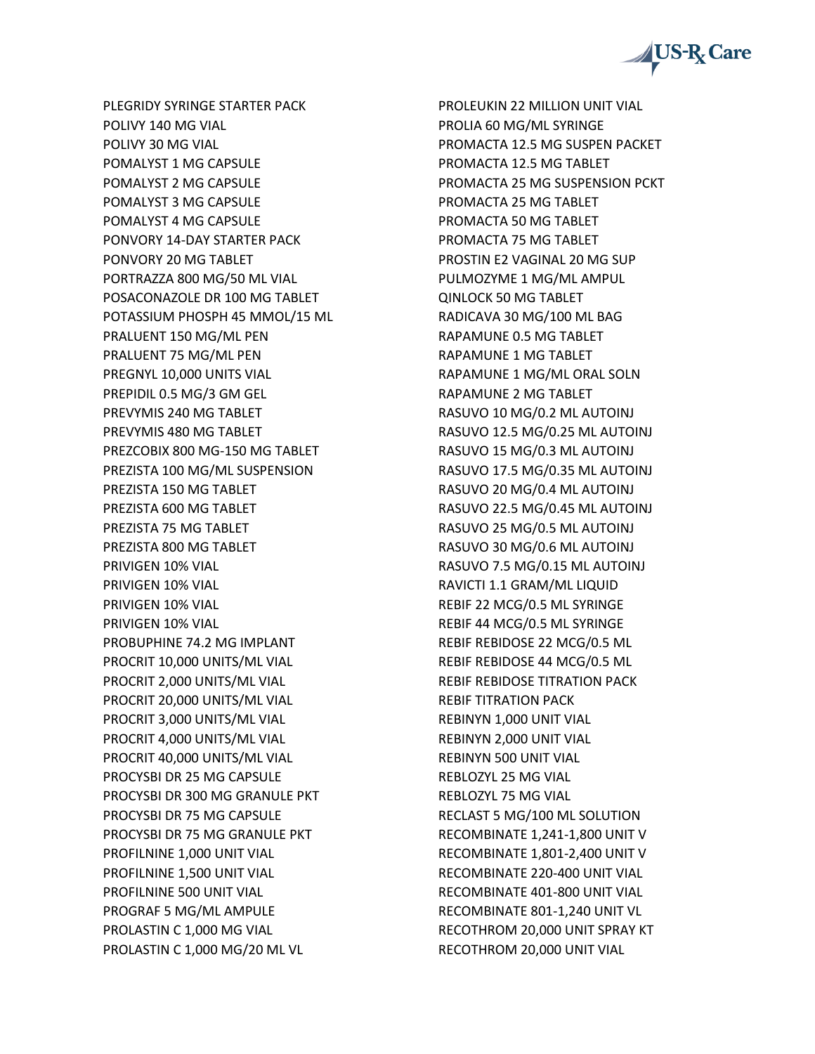PLEGRIDY SYRINGE STARTER PACK
POLIVY 140 MG VIAL
POLIVY 30 MG VIAL
POMALYST 1 MG CAPSULE
POMALYST 2 MG CAPSULE
POMALYST 3 MG CAPSULE
POMALYST 4 MG CAPSULE
PONVORY 14-DAY STARTER PACK
PONVORY 20 MG TABLET
PORTRAZZA 800 MG/50 ML VIAL
POSACONAZOLE DR 100 MG TABLET
POTASSIUM PHOSPH 45 MMOL/15 ML
PRALUENT 150 MG/ML PEN
PRALUENT 75 MG/ML PEN
PREGNYL 10,000 UNITS VIAL
PREPIDIL 0.5 MG/3 GM GEL
PREVYMIS 240 MG TABLET
PREVYMIS 480 MG TABLET
PREZCOBIX 800 MG-150 MG TABLET
PREZISTA 100 MG/ML SUSPENSION
PREZISTA 150 MG TABLET
PREZISTA 600 MG TABLET
PREZISTA 75 MG TABLET
PREZISTA 800 MG TABLET
PRIVIGEN 10% VIAL
PRIVIGEN 10% VIAL
PRIVIGEN 10% VIAL
PRIVIGEN 10% VIAL
PROBUPHINE 74.2 MG IMPLANT
PROCRIT 10,000 UNITS/ML VIAL
PROCRIT 2,000 UNITS/ML VIAL
PROCRIT 20,000 UNITS/ML VIAL
PROCRIT 3,000 UNITS/ML VIAL
PROCRIT 4,000 UNITS/ML VIAL
PROCRIT 40,000 UNITS/ML VIAL
PROCYSBI DR 25 MG CAPSULE
PROCYSBI DR 300 MG GRANULE PKT
PROCYSBI DR 75 MG CAPSULE
PROCYSBI DR 75 MG GRANULE PKT
PROFILNINE 1,000 UNIT VIAL
PROFILNINE 1,500 UNIT VIAL
PROFILNINE 500 UNIT VIAL
PROGRAF 5 MG/ML AMPULE
PROLASTIN C 1,000 MG VIAL
PROLASTIN C 1,000 MG/20 ML VL
PROLEUKIN 22 MILLION UNIT VIAL
PROLIA 60 MG/ML SYRINGE
PROMACTA 12.5 MG SUSPEN PACKET
PROMACTA 12.5 MG TABLET
PROMACTA 25 MG SUSPENSION PCKT
PROMACTA 25 MG TABLET
PROMACTA 50 MG TABLET
PROMACTA 75 MG TABLET
PROSTIN E2 VAGINAL 20 MG SUP
PULMOZYME 1 MG/ML AMPUL
QINLOCK 50 MG TABLET
RADICAVA 30 MG/100 ML BAG
RAPAMUNE 0.5 MG TABLET
RAPAMUNE 1 MG TABLET
RAPAMUNE 1 MG/ML ORAL SOLN
RAPAMUNE 2 MG TABLET
RASUVO 10 MG/0.2 ML AUTOINJ
RASUVO 12.5 MG/0.25 ML AUTOINJ
RASUVO 15 MG/0.3 ML AUTOINJ
RASUVO 17.5 MG/0.35 ML AUTOINJ
RASUVO 20 MG/0.4 ML AUTOINJ
RASUVO 22.5 MG/0.45 ML AUTOINJ
RASUVO 25 MG/0.5 ML AUTOINJ
RASUVO 30 MG/0.6 ML AUTOINJ
RASUVO 7.5 MG/0.15 ML AUTOINJ
RAVICTI 1.1 GRAM/ML LIQUID
REBIF 22 MCG/0.5 ML SYRINGE
REBIF 44 MCG/0.5 ML SYRINGE
REBIF REBIDOSE 22 MCG/0.5 ML
REBIF REBIDOSE 44 MCG/0.5 ML
REBIF REBIDOSE TITRATION PACK
REBIF TITRATION PACK
REBINYN 1,000 UNIT VIAL
REBINYN 2,000 UNIT VIAL
REBINYN 500 UNIT VIAL
REBLOZYL 25 MG VIAL
REBLOZYL 75 MG VIAL
RECLAST 5 MG/100 ML SOLUTION
RECOMBINATE 1,241-1,800 UNIT V
RECOMBINATE 1,801-2,400 UNIT V
RECOMBINATE 220-400 UNIT VIAL
RECOMBINATE 401-800 UNIT VIAL
RECOMBINATE 801-1,240 UNIT VL
RECOTHROM 20,000 UNIT SPRAY KT
RECOTHROM 20,000 UNIT VIAL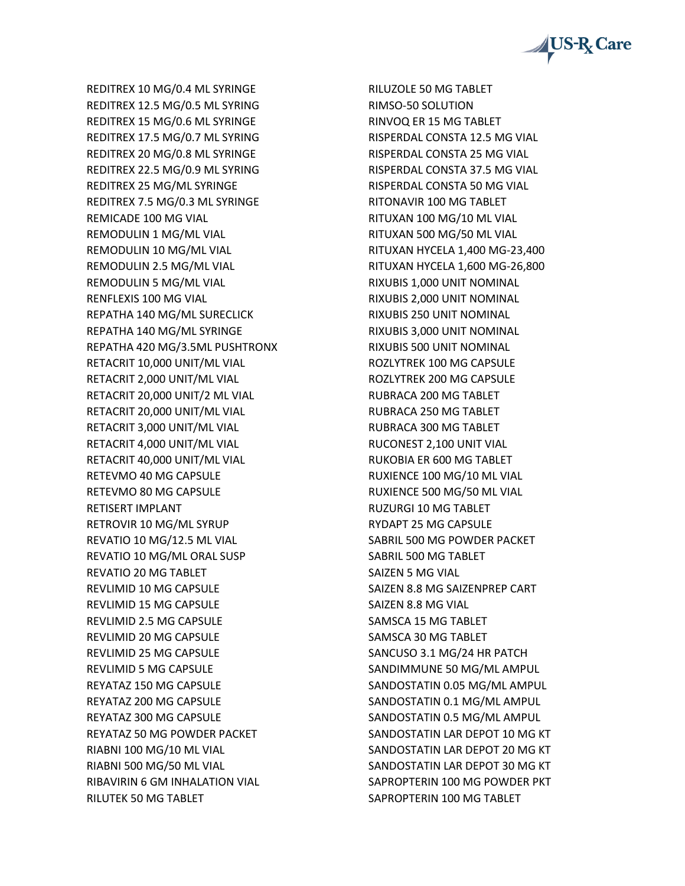REDITREX 10 MG/0.4 ML SYRINGE
REDITREX 12.5 MG/0.5 ML SYRING
REDITREX 15 MG/0.6 ML SYRINGE
REDITREX 17.5 MG/0.7 ML SYRING
REDITREX 20 MG/0.8 ML SYRINGE
REDITREX 22.5 MG/0.9 ML SYRING
REDITREX 25 MG/ML SYRINGE
REDITREX 7.5 MG/0.3 ML SYRINGE
REMICADE 100 MG VIAL
REMODULIN 1 MG/ML VIAL
REMODULIN 10 MG/ML VIAL
REMODULIN 2.5 MG/ML VIAL
REMODULIN 5 MG/ML VIAL
RENFLEXIS 100 MG VIAL
REPATHA 140 MG/ML SURECLICK
REPATHA 140 MG/ML SYRINGE
REPATHA 420 MG/3.5ML PUSHTRONX
RETACRIT 10,000 UNIT/ML VIAL
RETACRIT 2,000 UNIT/ML VIAL
RETACRIT 20,000 UNIT/2 ML VIAL
RETACRIT 20,000 UNIT/ML VIAL
RETACRIT 3,000 UNIT/ML VIAL
RETACRIT 4,000 UNIT/ML VIAL
RETACRIT 40,000 UNIT/ML VIAL
RETEVMO 40 MG CAPSULE
RETEVMO 80 MG CAPSULE
RETISERT IMPLANT
RETROVIR 10 MG/ML SYRUP
REVATIO 10 MG/12.5 ML VIAL
REVATIO 10 MG/ML ORAL SUSP
REVATIO 20 MG TABLET
REVLIMID 10 MG CAPSULE
REVLIMID 15 MG CAPSULE
REVLIMID 2.5 MG CAPSULE
REVLIMID 20 MG CAPSULE
REVLIMID 25 MG CAPSULE
REVLIMID 5 MG CAPSULE
REYATAZ 150 MG CAPSULE
REYATAZ 200 MG CAPSULE
REYATAZ 300 MG CAPSULE
REYATAZ 50 MG POWDER PACKET
RIABNI 100 MG/10 ML VIAL
RIABNI 500 MG/50 ML VIAL
RIBAVIRIN 6 GM INHALATION VIAL
RILUTEK 50 MG TABLET
RILUZOLE 50 MG TABLET
RIMSO-50 SOLUTION
RINVOQ ER 15 MG TABLET
RISPERDAL CONSTA 12.5 MG VIAL
RISPERDAL CONSTA 25 MG VIAL
RISPERDAL CONSTA 37.5 MG VIAL
RISPERDAL CONSTA 50 MG VIAL
RITONAVIR 100 MG TABLET
RITUXAN 100 MG/10 ML VIAL
RITUXAN 500 MG/50 ML VIAL
RITUXAN HYCELA 1,400 MG-23,400
RITUXAN HYCELA 1,600 MG-26,800
RIXUBIS 1,000 UNIT NOMINAL
RIXUBIS 2,000 UNIT NOMINAL
RIXUBIS 250 UNIT NOMINAL
RIXUBIS 3,000 UNIT NOMINAL
RIXUBIS 500 UNIT NOMINAL
ROZLYTREK 100 MG CAPSULE
ROZLYTREK 200 MG CAPSULE
RUBRACA 200 MG TABLET
RUBRACA 250 MG TABLET
RUBRACA 300 MG TABLET
RUCONEST 2,100 UNIT VIAL
RUKOBIA ER 600 MG TABLET
RUXIENCE 100 MG/10 ML VIAL
RUXIENCE 500 MG/50 ML VIAL
RUZURGI 10 MG TABLET
RYDAPT 25 MG CAPSULE
SABRIL 500 MG POWDER PACKET
SABRIL 500 MG TABLET
SAIZEN 5 MG VIAL
SAIZEN 8.8 MG SAIZENPREP CART
SAIZEN 8.8 MG VIAL
SAMSCA 15 MG TABLET
SAMSCA 30 MG TABLET
SANCUSO 3.1 MG/24 HR PATCH
SANDIMMUNE 50 MG/ML AMPUL
SANDOSTATIN 0.05 MG/ML AMPUL
SANDOSTATIN 0.1 MG/ML AMPUL
SANDOSTATIN 0.5 MG/ML AMPUL
SANDOSTATIN LAR DEPOT 10 MG KT
SANDOSTATIN LAR DEPOT 20 MG KT
SANDOSTATIN LAR DEPOT 30 MG KT
SAPROPTERIN 100 MG POWDER PKT
SAPROPTERIN 100 MG TABLET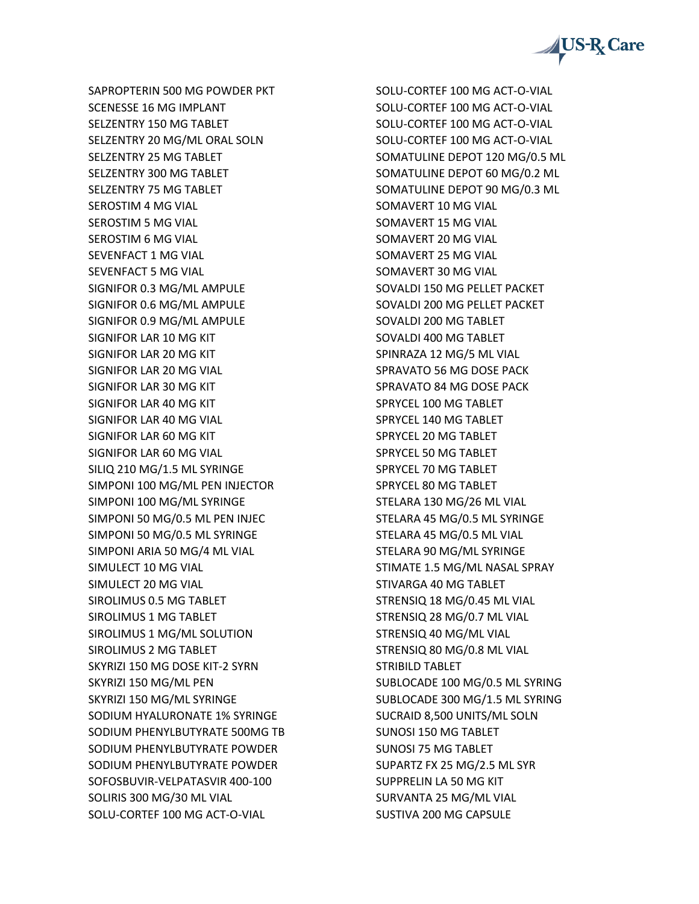SAPROPTERIN 500 MG POWDER PKT
SCENESSE 16 MG IMPLANT
SELZENTRY 150 MG TABLET
SELZENTRY 20 MG/ML ORAL SOLN
SELZENTRY 25 MG TABLET
SELZENTRY 300 MG TABLET
SELZENTRY 75 MG TABLET
SEROSTIM 4 MG VIAL
SEROSTIM 5 MG VIAL
SEROSTIM 6 MG VIAL
SEVENFACT 1 MG VIAL
SEVENFACT 5 MG VIAL
SIGNIFOR 0.3 MG/ML AMPULE
SIGNIFOR 0.6 MG/ML AMPULE
SIGNIFOR 0.9 MG/ML AMPULE
SIGNIFOR LAR 10 MG KIT
SIGNIFOR LAR 20 MG KIT
SIGNIFOR LAR 20 MG VIAL
SIGNIFOR LAR 30 MG KIT
SIGNIFOR LAR 40 MG KIT
SIGNIFOR LAR 40 MG VIAL
SIGNIFOR LAR 60 MG KIT
SIGNIFOR LAR 60 MG VIAL
SILIQ 210 MG/1.5 ML SYRINGE
SIMPONI 100 MG/ML PEN INJECTOR
SIMPONI 100 MG/ML SYRINGE
SIMPONI 50 MG/0.5 ML PEN INJEC
SIMPONI 50 MG/0.5 ML SYRINGE
SIMPONI ARIA 50 MG/4 ML VIAL
SIMULECT 10 MG VIAL
SIMULECT 20 MG VIAL
SIROLIMUS 0.5 MG TABLET
SIROLIMUS 1 MG TABLET
SIROLIMUS 1 MG/ML SOLUTION
SIROLIMUS 2 MG TABLET
SKYRIZI 150 MG DOSE KIT-2 SYRN
SKYRIZI 150 MG/ML PEN
SKYRIZI 150 MG/ML SYRINGE
SODIUM HYALURONATE 1% SYRINGE
SODIUM PHENYLBUTYRATE 500MG TB
SODIUM PHENYLBUTYRATE POWDER
SODIUM PHENYLBUTYRATE POWDER
SOFOSBUVIR-VELPATASVIR 400-100
SOLIRIS 300 MG/30 ML VIAL
SOLU-CORTEF 100 MG ACT-O-VIAL
SOLU-CORTEF 100 MG ACT-O-VIAL
SOLU-CORTEF 100 MG ACT-O-VIAL
SOLU-CORTEF 100 MG ACT-O-VIAL
SOLU-CORTEF 100 MG ACT-O-VIAL
SOMATULINE DEPOT 120 MG/0.5 ML
SOMATULINE DEPOT 60 MG/0.2 ML
SOMATULINE DEPOT 90 MG/0.3 ML
SOMAVERT 10 MG VIAL
SOMAVERT 15 MG VIAL
SOMAVERT 20 MG VIAL
SOMAVERT 25 MG VIAL
SOMAVERT 30 MG VIAL
SOVALDI 150 MG PELLET PACKET
SOVALDI 200 MG PELLET PACKET
SOVALDI 200 MG TABLET
SOVALDI 400 MG TABLET
SPINRAZA 12 MG/5 ML VIAL
SPRAVATO 56 MG DOSE PACK
SPRAVATO 84 MG DOSE PACK
SPRYCEL 100 MG TABLET
SPRYCEL 140 MG TABLET
SPRYCEL 20 MG TABLET
SPRYCEL 50 MG TABLET
SPRYCEL 70 MG TABLET
SPRYCEL 80 MG TABLET
STELARA 130 MG/26 ML VIAL
STELARA 45 MG/0.5 ML SYRINGE
STELARA 45 MG/0.5 ML VIAL
STELARA 90 MG/ML SYRINGE
STIMATE 1.5 MG/ML NASAL SPRAY
STIVARGA 40 MG TABLET
STRENSIQ 18 MG/0.45 ML VIAL
STRENSIQ 28 MG/0.7 ML VIAL
STRENSIQ 40 MG/ML VIAL
STRENSIQ 80 MG/0.8 ML VIAL
STRIBILD TABLET
SUBLOCADE 100 MG/0.5 ML SYRING
SUBLOCADE 300 MG/1.5 ML SYRING
SUCRAID 8,500 UNITS/ML SOLN
SUNOSI 150 MG TABLET
SUNOSI 75 MG TABLET
SUPARTZ FX 25 MG/2.5 ML SYR
SUPPRELIN LA 50 MG KIT
SURVANTA 25 MG/ML VIAL
SUSTIVA 200 MG CAPSULE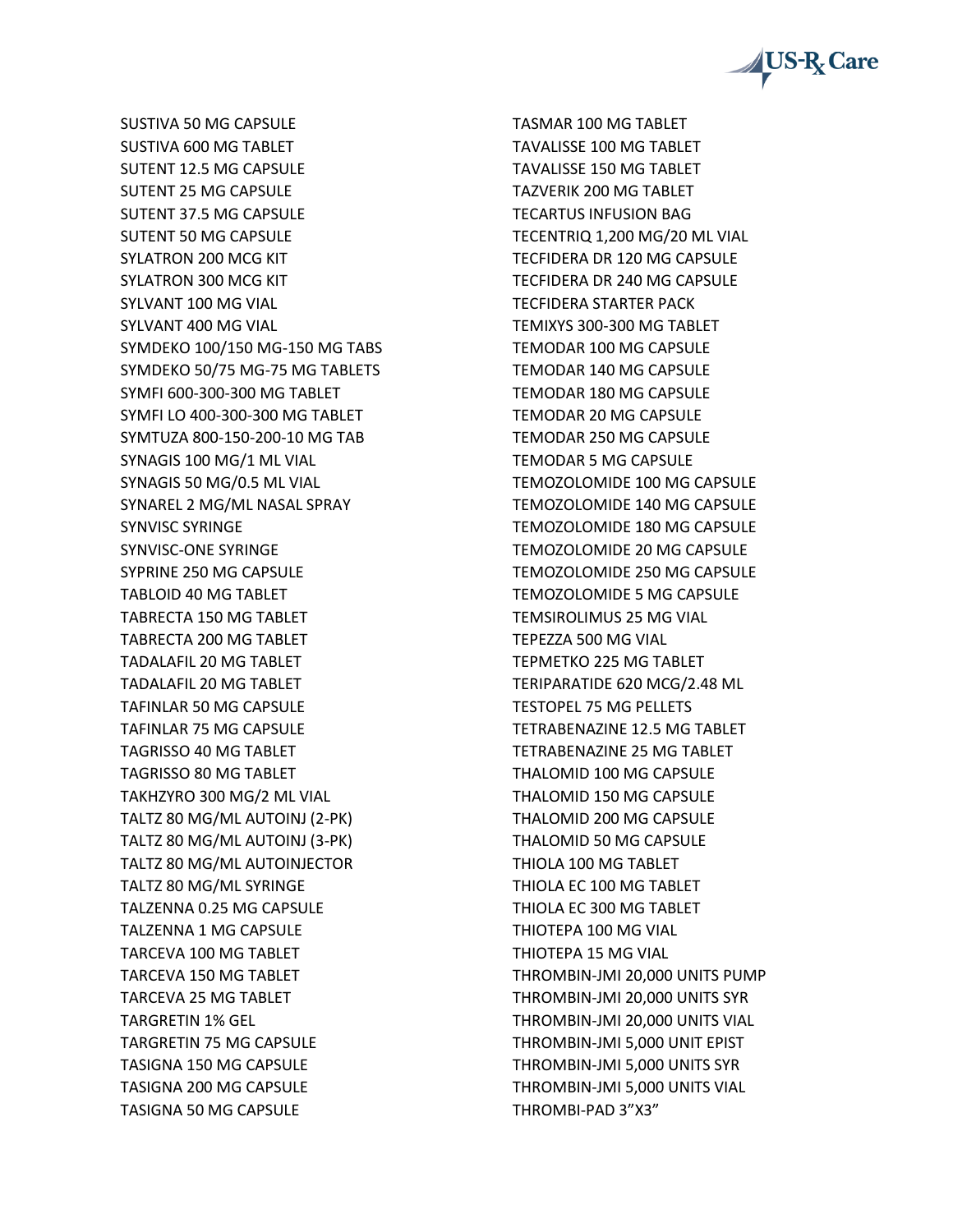SUSTIVA 50 MG CAPSULE
SUSTIVA 600 MG TABLET
SUTENT 12.5 MG CAPSULE
SUTENT 25 MG CAPSULE
SUTENT 37.5 MG CAPSULE
SUTENT 50 MG CAPSULE
SYLATRON 200 MCG KIT
SYLATRON 300 MCG KIT
SYLVANT 100 MG VIAL
SYLVANT 400 MG VIAL
SYMDEKO 100/150 MG-150 MG TABS
SYMDEKO 50/75 MG-75 MG TABLETS
SYMFI 600-300-300 MG TABLET
SYMFI LO 400-300-300 MG TABLET
SYMTUZA 800-150-200-10 MG TAB
SYNAGIS 100 MG/1 ML VIAL
SYNAGIS 50 MG/0.5 ML VIAL
SYNAREL 2 MG/ML NASAL SPRAY
SYNVISC SYRINGE
SYNVISC-ONE SYRINGE
SYPRINE 250 MG CAPSULE
TABLOID 40 MG TABLET
TABRECTA 150 MG TABLET
TABRECTA 200 MG TABLET
TADALAFIL 20 MG TABLET
TADALAFIL 20 MG TABLET
TAFINLAR 50 MG CAPSULE
TAFINLAR 75 MG CAPSULE
TAGRISSO 40 MG TABLET
TAGRISSO 80 MG TABLET
TAKHZYRO 300 MG/2 ML VIAL
TALTZ 80 MG/ML AUTOINJ (2-PK)
TALTZ 80 MG/ML AUTOINJ (3-PK)
TALTZ 80 MG/ML AUTOINJECTOR
TALTZ 80 MG/ML SYRINGE
TALZENNA 0.25 MG CAPSULE
TALZENNA 1 MG CAPSULE
TARCEVA 100 MG TABLET
TARCEVA 150 MG TABLET
TARCEVA 25 MG TABLET
TARGRETIN 1% GEL
TARGRETIN 75 MG CAPSULE
TASIGNA 150 MG CAPSULE
TASIGNA 200 MG CAPSULE
TASIGNA 50 MG CAPSULE
TASMAR 100 MG TABLET
TAVALISSE 100 MG TABLET
TAVALISSE 150 MG TABLET
TAZVERIK 200 MG TABLET
TECARTUS INFUSION BAG
TECENTRIQ 1,200 MG/20 ML VIAL
TECFIDERA DR 120 MG CAPSULE
TECFIDERA DR 240 MG CAPSULE
TECFIDERA STARTER PACK
TEMIXYS 300-300 MG TABLET
TEMODAR 100 MG CAPSULE
TEMODAR 140 MG CAPSULE
TEMODAR 180 MG CAPSULE
TEMODAR 20 MG CAPSULE
TEMODAR 250 MG CAPSULE
TEMODAR 5 MG CAPSULE
TEMOZOLOMIDE 100 MG CAPSULE
TEMOZOLOMIDE 140 MG CAPSULE
TEMOZOLOMIDE 180 MG CAPSULE
TEMOZOLOMIDE 20 MG CAPSULE
TEMOZOLOMIDE 250 MG CAPSULE
TEMOZOLOMIDE 5 MG CAPSULE
TEMSIROLIMUS 25 MG VIAL
TEPEZZA 500 MG VIAL
TEPMETKO 225 MG TABLET
TERIPARATIDE 620 MCG/2.48 ML
TESTOPEL 75 MG PELLETS
TETRABENAZINE 12.5 MG TABLET
TETRABENAZINE 25 MG TABLET
THALOMID 100 MG CAPSULE
THALOMID 150 MG CAPSULE
THALOMID 200 MG CAPSULE
THALOMID 50 MG CAPSULE
THIOLA 100 MG TABLET
THIOLA EC 100 MG TABLET
THIOLA EC 300 MG TABLET
THIOTEPA 100 MG VIAL
THIOTEPA 15 MG VIAL
THROMBIN-JMI 20,000 UNITS PUMP
THROMBIN-JMI 20,000 UNITS SYR
THROMBIN-JMI 20,000 UNITS VIAL
THROMBIN-JMI 5,000 UNIT EPIST
THROMBIN-JMI 5,000 UNITS SYR
THROMBIN-JMI 5,000 UNITS VIAL
THROMBI-PAD 3”X3”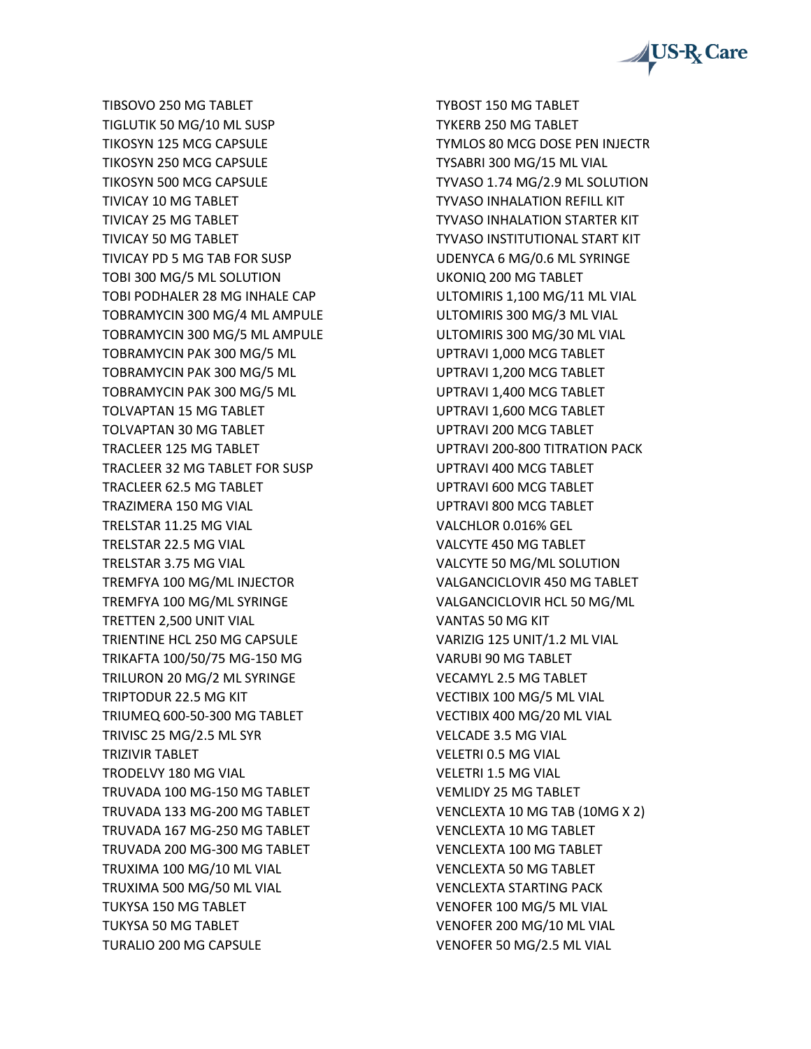TIBSOVO 250 MG TABLET
TIGLUTIK 50 MG/10 ML SUSP
TIKOSYN 125 MCG CAPSULE
TIKOSYN 250 MCG CAPSULE
TIKOSYN 500 MCG CAPSULE
TIVICAY 10 MG TABLET
TIVICAY 25 MG TABLET
TIVICAY 50 MG TABLET
TIVICAY PD 5 MG TAB FOR SUSP
TOBI 300 MG/5 ML SOLUTION
TOBI PODHALER 28 MG INHALE CAP
TOBRAMYCIN 300 MG/4 ML AMPULE
TOBRAMYCIN 300 MG/5 ML AMPULE
TOBRAMYCIN PAK 300 MG/5 ML
TOBRAMYCIN PAK 300 MG/5 ML
TOBRAMYCIN PAK 300 MG/5 ML
TOLVAPTAN 15 MG TABLET
TOLVAPTAN 30 MG TABLET
TRACLEER 125 MG TABLET
TRACLEER 32 MG TABLET FOR SUSP
TRACLEER 62.5 MG TABLET
TRAZIMERA 150 MG VIAL
TRELSTAR 11.25 MG VIAL
TRELSTAR 22.5 MG VIAL
TRELSTAR 3.75 MG VIAL
TREMFYA 100 MG/ML INJECTOR
TREMFYA 100 MG/ML SYRINGE
TRETTEN 2,500 UNIT VIAL
TRIENTINE HCL 250 MG CAPSULE
TRIKAFTA 100/50/75 MG-150 MG
TRILURON 20 MG/2 ML SYRINGE
TRIPTODUR 22.5 MG KIT
TRIUMEQ 600-50-300 MG TABLET
TRIVISC 25 MG/2.5 ML SYR
TRIZIVIR TABLET
TRODELVY 180 MG VIAL
TRUVADA 100 MG-150 MG TABLET
TRUVADA 133 MG-200 MG TABLET
TRUVADA 167 MG-250 MG TABLET
TRUVADA 200 MG-300 MG TABLET
TRUXIMA 100 MG/10 ML VIAL
TRUXIMA 500 MG/50 ML VIAL
TUKYSA 150 MG TABLET
TUKYSA 50 MG TABLET
TURALIO 200 MG CAPSULE
TYBOST 150 MG TABLET
TYKERB 250 MG TABLET
TYMLOS 80 MCG DOSE PEN INJECTR
TYSABRI 300 MG/15 ML VIAL
TYVASO 1.74 MG/2.9 ML SOLUTION
TYVASO INHALATION REFILL KIT
TYVASO INHALATION STARTER KIT
TYVASO INSTITUTIONAL START KIT
UDENYCA 6 MG/0.6 ML SYRINGE
UKONIQ 200 MG TABLET
ULTOMIRIS 1,100 MG/11 ML VIAL
ULTOMIRIS 300 MG/3 ML VIAL
ULTOMIRIS 300 MG/30 ML VIAL
UPTRAVI 1,000 MCG TABLET
UPTRAVI 1,200 MCG TABLET
UPTRAVI 1,400 MCG TABLET
UPTRAVI 1,600 MCG TABLET
UPTRAVI 200 MCG TABLET
UPTRAVI 200-800 TITRATION PACK
UPTRAVI 400 MCG TABLET
UPTRAVI 600 MCG TABLET
UPTRAVI 800 MCG TABLET
VALCHLOR 0.016% GEL
VALCYTE 450 MG TABLET
VALCYTE 50 MG/ML SOLUTION
VALGANCICLOVIR 450 MG TABLET
VALGANCICLOVIR HCL 50 MG/ML
VANTAS 50 MG KIT
VARIZIG 125 UNIT/1.2 ML VIAL
VARUBI 90 MG TABLET
VECAMYL 2.5 MG TABLET
VECTIBIX 100 MG/5 ML VIAL
VECTIBIX 400 MG/20 ML VIAL
VELCADE 3.5 MG VIAL
VELETRI 0.5 MG VIAL
VELETRI 1.5 MG VIAL
VEMLIDY 25 MG TABLET
VENCLEXTA 10 MG TAB (10MG X 2)
VENCLEXTA 10 MG TABLET
VENCLEXTA 100 MG TABLET
VENCLEXTA 50 MG TABLET
VENCLEXTA STARTING PACK
VENOFER 100 MG/5 ML VIAL
VENOFER 200 MG/10 ML VIAL
VENOFER 50 MG/2.5 ML VIAL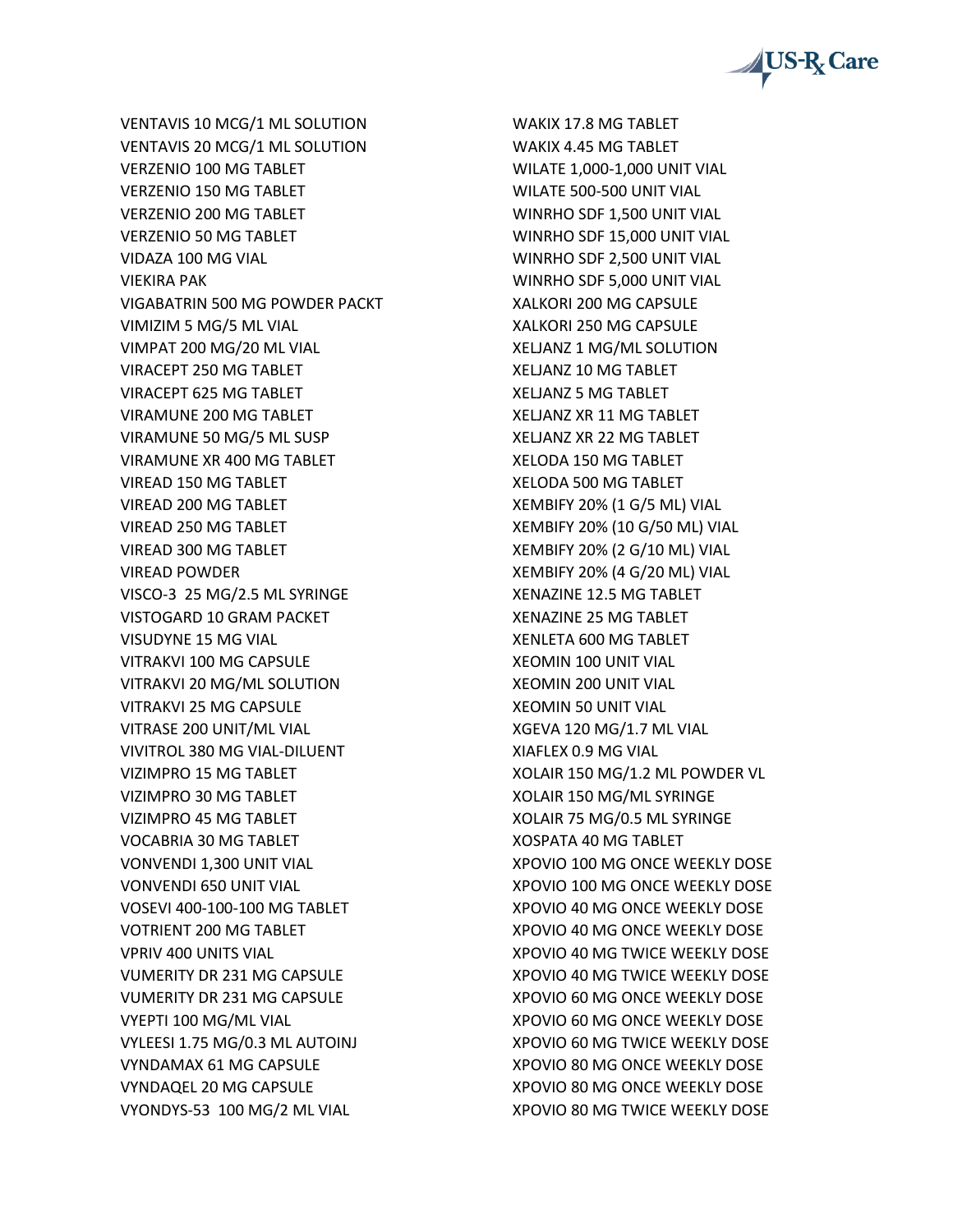VENTAVIS 10 MCG/1 ML SOLUTION
VENTAVIS 20 MCG/1 ML SOLUTION
VERZENIO 100 MG TABLET
VERZENIO 150 MG TABLET
VERZENIO 200 MG TABLET
VERZENIO 50 MG TABLET
VIDAZA 100 MG VIAL
VIEKIRA PAK
VIGABATRIN 500 MG POWDER PACKT
VIMIZIM 5 MG/5 ML VIAL
VIMPAT 200 MG/20 ML VIAL
VIRACEPT 250 MG TABLET
VIRACEPT 625 MG TABLET
VIRAMUNE 200 MG TABLET
VIRAMUNE 50 MG/5 ML SUSP
VIRAMUNE XR 400 MG TABLET
VIREAD 150 MG TABLET
VIREAD 200 MG TABLET
VIREAD 250 MG TABLET
VIREAD 300 MG TABLET
VIREAD POWDER
VISCO-3 25 MG/2.5 ML SYRINGE
VISTOGARD 10 GRAM PACKET
VISUDYNE 15 MG VIAL
VITRAKVI 100 MG CAPSULE
VITRAKVI 20 MG/ML SOLUTION
VITRAKVI 25 MG CAPSULE
VITRASE 200 UNIT/ML VIAL
VIVITROL 380 MG VIAL-DILUENT
VIZIMPRO 15 MG TABLET
VIZIMPRO 30 MG TABLET
VIZIMPRO 45 MG TABLET
VOCABRIA 30 MG TABLET
VONVENDI 1,300 UNIT VIAL
VONVENDI 650 UNIT VIAL
VOSEVI 400-100-100 MG TABLET
VOTRIENT 200 MG TABLET
VPRIV 400 UNITS VIAL
VUMERITY DR 231 MG CAPSULE
VUMERITY DR 231 MG CAPSULE
VYEPTI 100 MG/ML VIAL
VYLEESI 1.75 MG/0.3 ML AUTOINJ
VYNDAMAX 61 MG CAPSULE
VYNDAQEL 20 MG CAPSULE
VYONDYS-53 100 MG/2 ML VIAL
WAKIX 17.8 MG TABLET
WAKIX 4.45 MG TABLET
WILATE 1,000-1,000 UNIT VIAL
WILATE 500-500 UNIT VIAL
WINRHO SDF 1,500 UNIT VIAL
WINRHO SDF 15,000 UNIT VIAL
WINRHO SDF 2,500 UNIT VIAL
WINRHO SDF 5,000 UNIT VIAL
XALKORI 200 MG CAPSULE
XALKORI 250 MG CAPSULE
XELJANZ 1 MG/ML SOLUTION
XELJANZ 10 MG TABLET
XELJANZ 5 MG TABLET
XELJANZ XR 11 MG TABLET
XELJANZ XR 22 MG TABLET
XELODA 150 MG TABLET
XELODA 500 MG TABLET
XEMBIFY 20% (1 G/5 ML) VIAL
XEMBIFY 20% (10 G/50 ML) VIAL
XEMBIFY 20% (2 G/10 ML) VIAL
XEMBIFY 20% (4 G/20 ML) VIAL
XENAZINE 12.5 MG TABLET
XENAZINE 25 MG TABLET
XENLETA 600 MG TABLET
XEOMIN 100 UNIT VIAL
XEOMIN 200 UNIT VIAL
XEOMIN 50 UNIT VIAL
XGEVA 120 MG/1.7 ML VIAL
XIAFLEX 0.9 MG VIAL
XOLAIR 150 MG/1.2 ML POWDER VL
XOLAIR 150 MG/ML SYRINGE
XOLAIR 75 MG/0.5 ML SYRINGE
XOSPATA 40 MG TABLET
XPOVIO 100 MG ONCE WEEKLY DOSE
XPOVIO 100 MG ONCE WEEKLY DOSE
XPOVIO 40 MG ONCE WEEKLY DOSE
XPOVIO 40 MG ONCE WEEKLY DOSE
XPOVIO 40 MG TWICE WEEKLY DOSE
XPOVIO 40 MG TWICE WEEKLY DOSE
XPOVIO 60 MG ONCE WEEKLY DOSE
XPOVIO 60 MG ONCE WEEKLY DOSE
XPOVIO 60 MG TWICE WEEKLY DOSE
XPOVIO 80 MG ONCE WEEKLY DOSE
XPOVIO 80 MG ONCE WEEKLY DOSE
XPOVIO 80 MG TWICE WEEKLY DOSE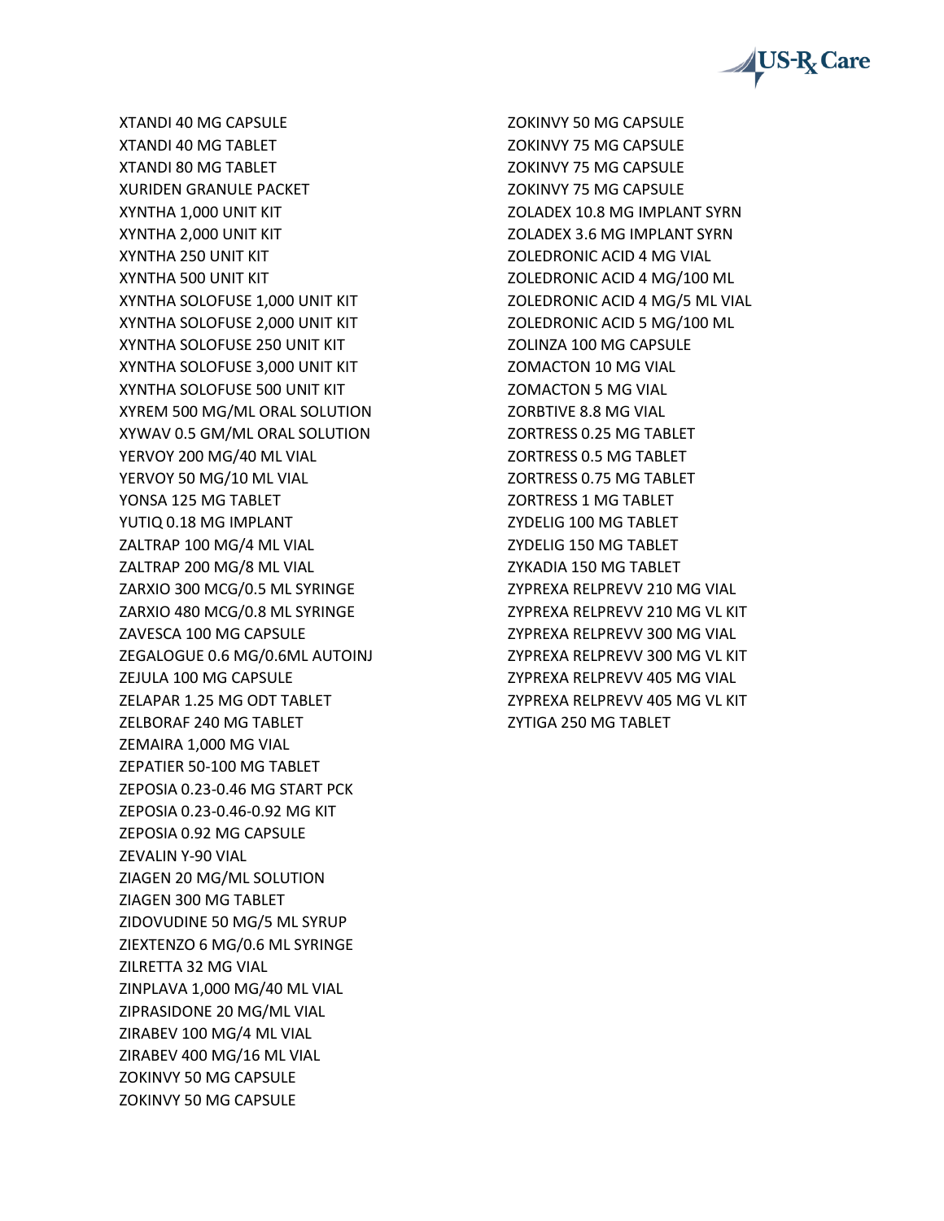XTANDI 40 MG CAPSULE
XTANDI 40 MG TABLET
XTANDI 80 MG TABLET
XURIDEN GRANULE PACKET
XYNTHA 1,000 UNIT KIT
XYNTHA 2,000 UNIT KIT
XYNTHA 250 UNIT KIT
XYNTHA 500 UNIT KIT
XYNTHA SOLOFUSE 1,000 UNIT KIT
XYNTHA SOLOFUSE 2,000 UNIT KIT
XYNTHA SOLOFUSE 250 UNIT KIT
XYNTHA SOLOFUSE 3,000 UNIT KIT
XYNTHA SOLOFUSE 500 UNIT KIT
XYREM 500 MG/ML ORAL SOLUTION
XYWAV 0.5 GM/ML ORAL SOLUTION
YERVOY 200 MG/40 ML VIAL
YERVOY 50 MG/10 ML VIAL
YONSA 125 MG TABLET
YUTIQ 0.18 MG IMPLANT
ZALTRAP 100 MG/4 ML VIAL
ZALTRAP 200 MG/8 ML VIAL
ZARXIO 300 MCG/0.5 ML SYRINGE
ZARXIO 480 MCG/0.8 ML SYRINGE
ZAVESCA 100 MG CAPSULE
ZEGALOGUE 0.6 MG/0.6ML AUTOINJ
ZEJULA 100 MG CAPSULE
ZELAPAR 1.25 MG ODT TABLET
ZELBORAF 240 MG TABLET
ZEMAIRA 1,000 MG VIAL
ZEPATIER 50-100 MG TABLET
ZEPOSIA 0.23-0.46 MG START PCK
ZEPOSIA 0.23-0.46-0.92 MG KIT
ZEPOSIA 0.92 MG CAPSULE
ZEVALIN Y-90 VIAL
ZIAGEN 20 MG/ML SOLUTION
ZIAGEN 300 MG TABLET
ZIDOVUDINE 50 MG/5 ML SYRUP
ZIEXTENZO 6 MG/0.6 ML SYRINGE
ZILRETTA 32 MG VIAL
ZINPLAVA 1,000 MG/40 ML VIAL
ZIPRASIDONE 20 MG/ML VIAL
ZIRABEV 100 MG/4 ML VIAL
ZIRABEV 400 MG/16 ML VIAL
ZOKINVY 50 MG CAPSULE
ZOKINVY 50 MG CAPSULE
ZOKINVY 50 MG CAPSULE
ZOKINVY 75 MG CAPSULE
ZOKINVY 75 MG CAPSULE
ZOKINVY 75 MG CAPSULE
ZOLADEX 10.8 MG IMPLANT SYRN
ZOLADEX 3.6 MG IMPLANT SYRN
ZOLEDRONIC ACID 4 MG VIAL
ZOLEDRONIC ACID 4 MG/100 ML
ZOLEDRONIC ACID 4 MG/5 ML VIAL
ZOLEDRONIC ACID 5 MG/100 ML
ZOLINZA 100 MG CAPSULE
ZOMACTON 10 MG VIAL
ZOMACTON 5 MG VIAL
ZORBTIVE 8.8 MG VIAL
ZORTRESS 0.25 MG TABLET
ZORTRESS 0.5 MG TABLET
ZORTRESS 0.75 MG TABLET
ZORTRESS 1 MG TABLET
ZYDELIG 100 MG TABLET
ZYDELIG 150 MG TABLET
ZYKADIA 150 MG TABLET
ZYPREXA RELPREVV 210 MG VIAL
ZYPREXA RELPREVV 210 MG VL KIT
ZYPREXA RELPREVV 300 MG VIAL
ZYPREXA RELPREVV 300 MG VL KIT
ZYPREXA RELPREVV 405 MG VIAL
ZYPREXA RELPREVV 405 MG VL KIT
ZYTIGA 250 MG TABLET